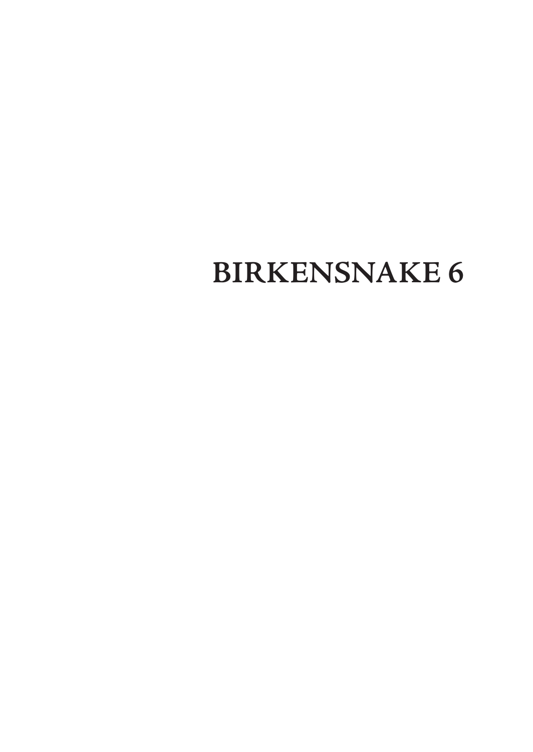# BIRKENSNAKE 6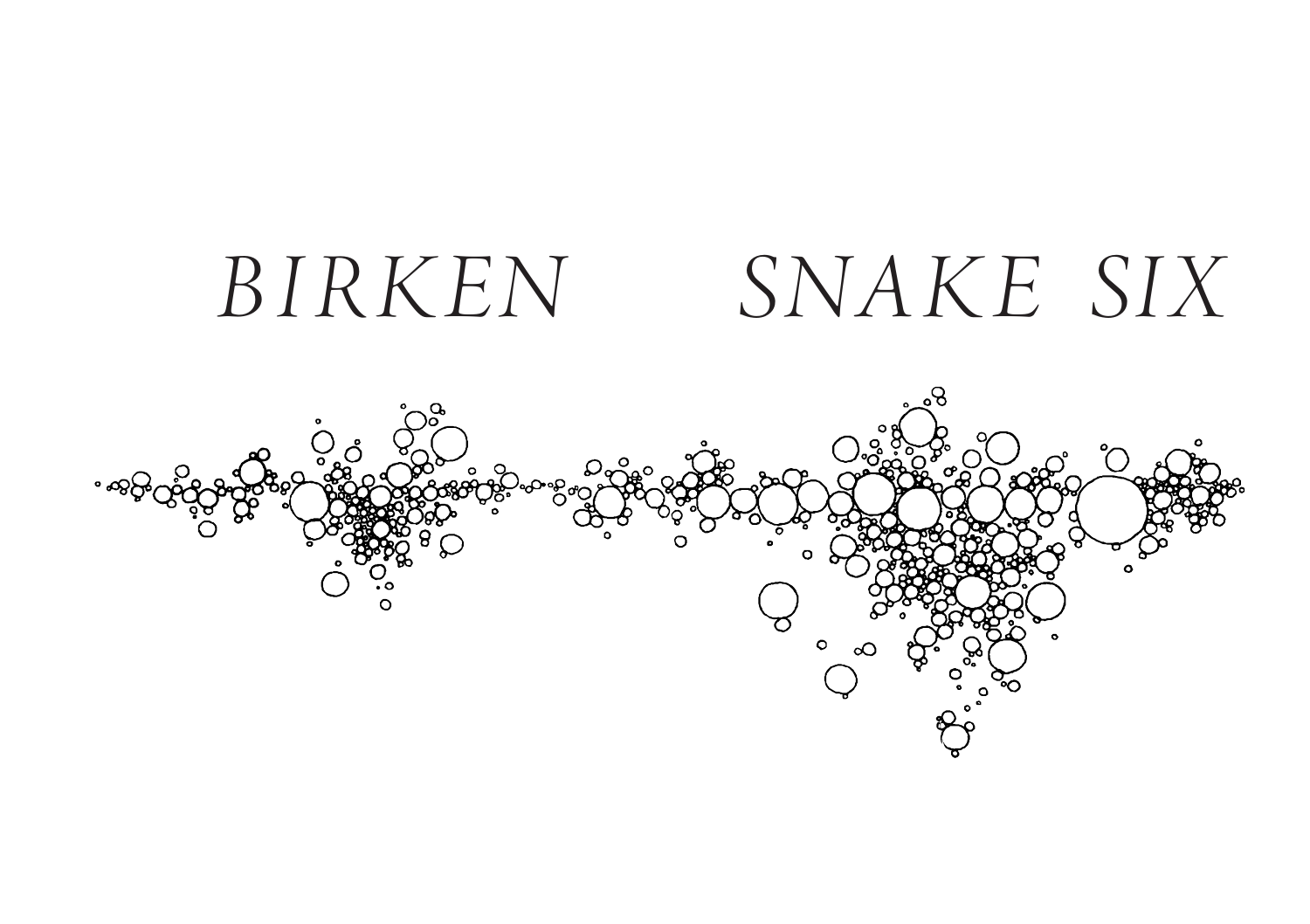*BIRKEN* *SNAKE SIX*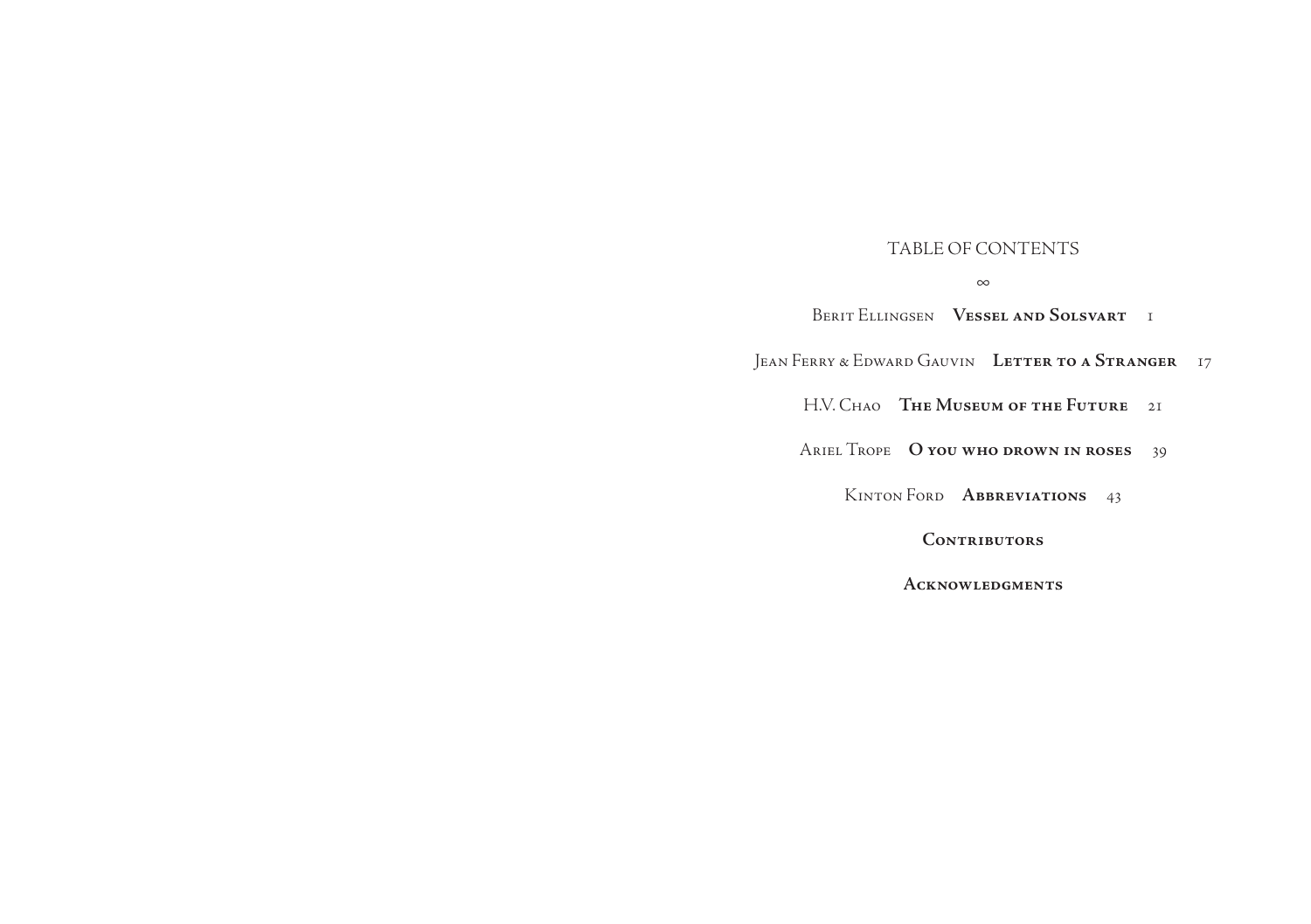# TABLE OF CONTENTS

∞

Berit Ellingsen **Vessel and Solsvart** 1

Jean Ferry & Edward Gauvin **Letter to a Stranger** 17

H.V. Chao **The Museum of the Future** 21

Ariel Trope **O you who drown in roses** 39

Kinton Ford **Abbreviations** 43

**Contributors**

**Acknowledgments**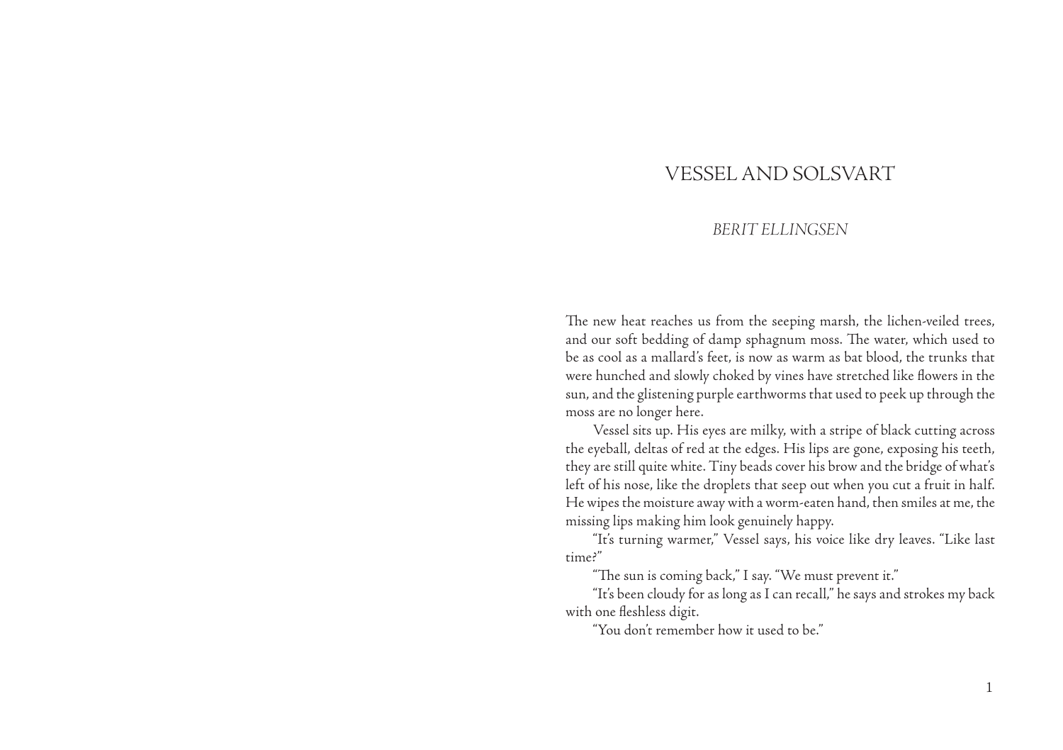# VESSEL AND SOLSVART

*BERIT ELLINGSEN*

The new heat reaches us from the seeping marsh, the lichen-veiled trees, and our soft bedding of damp sphagnum moss. The water, which used to be as cool as a mallard's feet, is now as warm as bat blood, the trunks that were hunched and slowly choked by vines have stretched like flowers in the sun, and the glistening purple earthworms that used to peek up through the moss are no longer here.

Vessel sits up. His eyes are milky, with a stripe of black cutting across the eyeball, deltas of red at the edges. His lips are gone, exposing his teeth, they are still quite white. Tiny beads cover his brow and the bridge of what's left of his nose, like the droplets that seep out when you cut a fruit in half. He wipes the moisture away with a worm-eaten hand, then smiles at me, the missing lips making him look genuinely happy.

"It's turning warmer," Vessel says, his voice like dry leaves. "Like last time?"

"The sun is coming back," I say. "We must prevent it."

"It's been cloudy for as long as I can recall," he says and strokes my back with one fleshless digit.

"You don't remember how it used to be."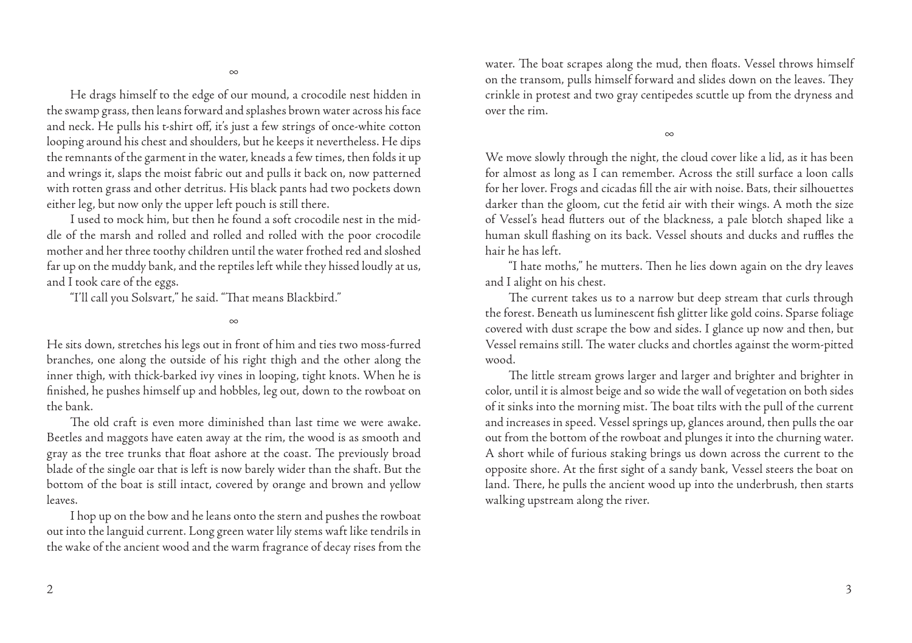∞

He drags himself to the edge of our mound, a crocodile nest hidden in the swamp grass, then leans forward and splashes brown water across his face and neck. He pulls his t-shirt off, it's just a few strings of once-white cotton looping around his chest and shoulders, but he keeps it nevertheless. He dips the remnants of the garment in the water, kneads a few times, then folds it up and wrings it, slaps the moist fabric out and pulls it back on, now patterned with rotten grass and other detritus. His black pants had two pockets down either leg, but now only the upper left pouch is still there.

I used to mock him, but then he found a soft crocodile nest in the middle of the marsh and rolled and rolled and rolled with the poor crocodile mother and her three toothy children until the water frothed red and sloshed far up on the muddy bank, and the reptiles left while they hissed loudly at us, and I took care of the eggs.

"I'll call you Solsvart," he said. "That means Blackbird."

∞

He sits down, stretches his legs out in front of him and ties two moss-furred branches, one along the outside of his right thigh and the other along the inner thigh, with thick-barked ivy vines in looping, tight knots. When he is finished, he pushes himself up and hobbles, leg out, down to the rowboat on the bank.

The old craft is even more diminished than last time we were awake. Beetles and maggots have eaten away at the rim, the wood is as smooth and gray as the tree trunks that float ashore at the coast. The previously broad blade of the single oar that is left is now barely wider than the shaft. But the bottom of the boat is still intact, covered by orange and brown and yellow leaves.

I hop up on the bow and he leans onto the stern and pushes the rowboat out into the languid current. Long green water lily stems waft like tendrils in the wake of the ancient wood and the warm fragrance of decay rises from the water. The boat scrapes along the mud, then floats. Vessel throws himself on the transom, pulls himself forward and slides down on the leaves. They crinkle in protest and two gray centipedes scuttle up from the dryness and over the rim.

∞

We move slowly through the night, the cloud cover like a lid, as it has been for almost as long as I can remember. Across the still surface a loon calls for her lover. Frogs and cicadas fill the air with noise. Bats, their silhouettes darker than the gloom, cut the fetid air with their wings. A moth the size of Vessel's head flutters out of the blackness, a pale blotch shaped like a human skull flashing on its back. Vessel shouts and ducks and ruffles the hair he has left.

"I hate moths," he mutters. Then he lies down again on the dry leaves and I alight on his chest.

The current takes us to a narrow but deep stream that curls through the forest. Beneath us luminescent fish glitter like gold coins. Sparse foliage covered with dust scrape the bow and sides. I glance up now and then, but Vessel remains still. The water clucks and chortles against the worm-pitted wood.

The little stream grows larger and larger and brighter and brighter in color, until it is almost beige and so wide the wall of vegetation on both sides of it sinks into the morning mist. The boat tilts with the pull of the current and increases in speed. Vessel springs up, glances around, then pulls the oar out from the bottom of the rowboat and plunges it into the churning water. A short while of furious staking brings us down across the current to the opposite shore. At the first sight of a sandy bank, Vessel steers the boat on land. There, he pulls the ancient wood up into the underbrush, then starts walking upstream along the river.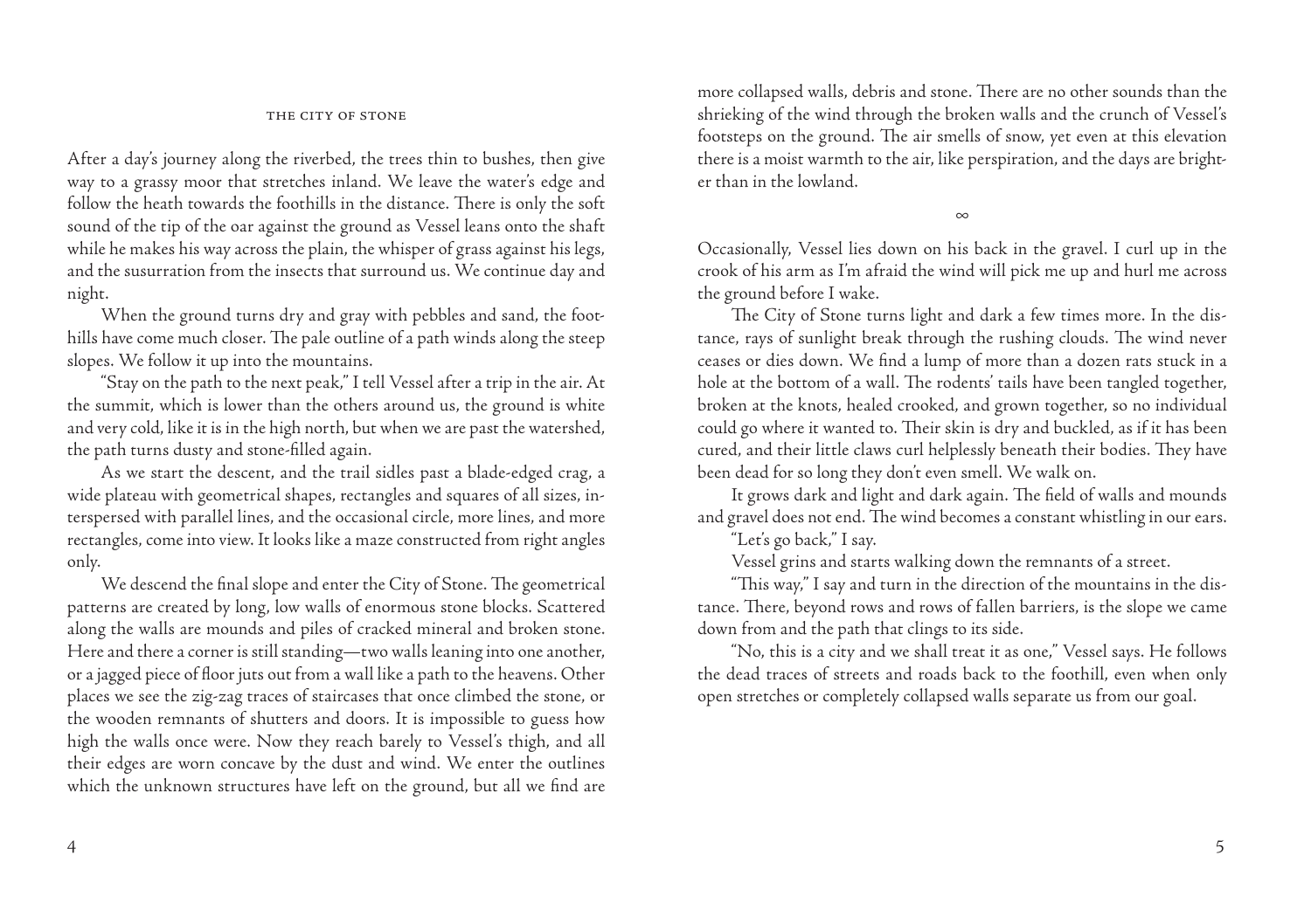## The City of Stone

After a day's journey along the riverbed, the trees thin to bushes, then give way to a grassy moor that stretches inland. We leave the water's edge and follow the heath towards the foothills in the distance. There is only the soft sound of the tip of the oar against the ground as Vessel leans onto the shaft while he makes his way across the plain, the whisper of grass against his legs, and the susurration from the insects that surround us. We continue day and night.

When the ground turns dry and gray with pebbles and sand, the foothills have come much closer. The pale outline of a path winds along the steep slopes. We follow it up into the mountains.

"Stay on the path to the next peak," I tell Vessel after a trip in the air. At the summit, which is lower than the others around us, the ground is white and very cold, like it is in the high north, but when we are past the watershed, the path turns dusty and stone-filled again.

As we start the descent, and the trail sidles past a blade-edged crag, a wide plateau with geometrical shapes, rectangles and squares of all sizes, interspersed with parallel lines, and the occasional circle, more lines, and more rectangles, come into view. It looks like a maze constructed from right angles only.

We descend the final slope and enter the City of Stone. The geometrical patterns are created by long, low walls of enormous stone blocks. Scattered along the walls are mounds and piles of cracked mineral and broken stone. Here and there a corner is still standing—two walls leaning into one another, or a jagged piece of floor juts out from a wall like a path to the heavens. Other places we see the zig-zag traces of staircases that once climbed the stone, or the wooden remnants of shutters and doors. It is impossible to guess how high the walls once were. Now they reach barely to Vessel's thigh, and all their edges are worn concave by the dust and wind. We enter the outlines which the unknown structures have left on the ground, but all we find are more collapsed walls, debris and stone. There are no other sounds than the shrieking of the wind through the broken walls and the crunch of Vessel's footsteps on the ground. The air smells of snow, yet even at this elevation there is a moist warmth to the air, like perspiration, and the days are brighter than in the lowland.

∞

Occasionally, Vessel lies down on his back in the gravel. I curl up in the crook of his arm as I'm afraid the wind will pick me up and hurl me across the ground before I wake.

The City of Stone turns light and dark a few times more. In the distance, rays of sunlight break through the rushing clouds. The wind never ceases or dies down. We find a lump of more than a dozen rats stuck in a hole at the bottom of a wall. The rodents' tails have been tangled together, broken at the knots, healed crooked, and grown together, so no individual could go where it wanted to. Their skin is dry and buckled, as if it has been cured, and their little claws curl helplessly beneath their bodies. They have been dead for so long they don't even smell. We walk on.

It grows dark and light and dark again. The field of walls and mounds and gravel does not end. The wind becomes a constant whistling in our ears.

"Let's go back," I say.

Vessel grins and starts walking down the remnants of a street.

"This way," I say and turn in the direction of the mountains in the distance. There, beyond rows and rows of fallen barriers, is the slope we came down from and the path that clings to its side.

"No, this is a city and we shall treat it as one," Vessel says. He follows the dead traces of streets and roads back to the foothill, even when only open stretches or completely collapsed walls separate us from our goal.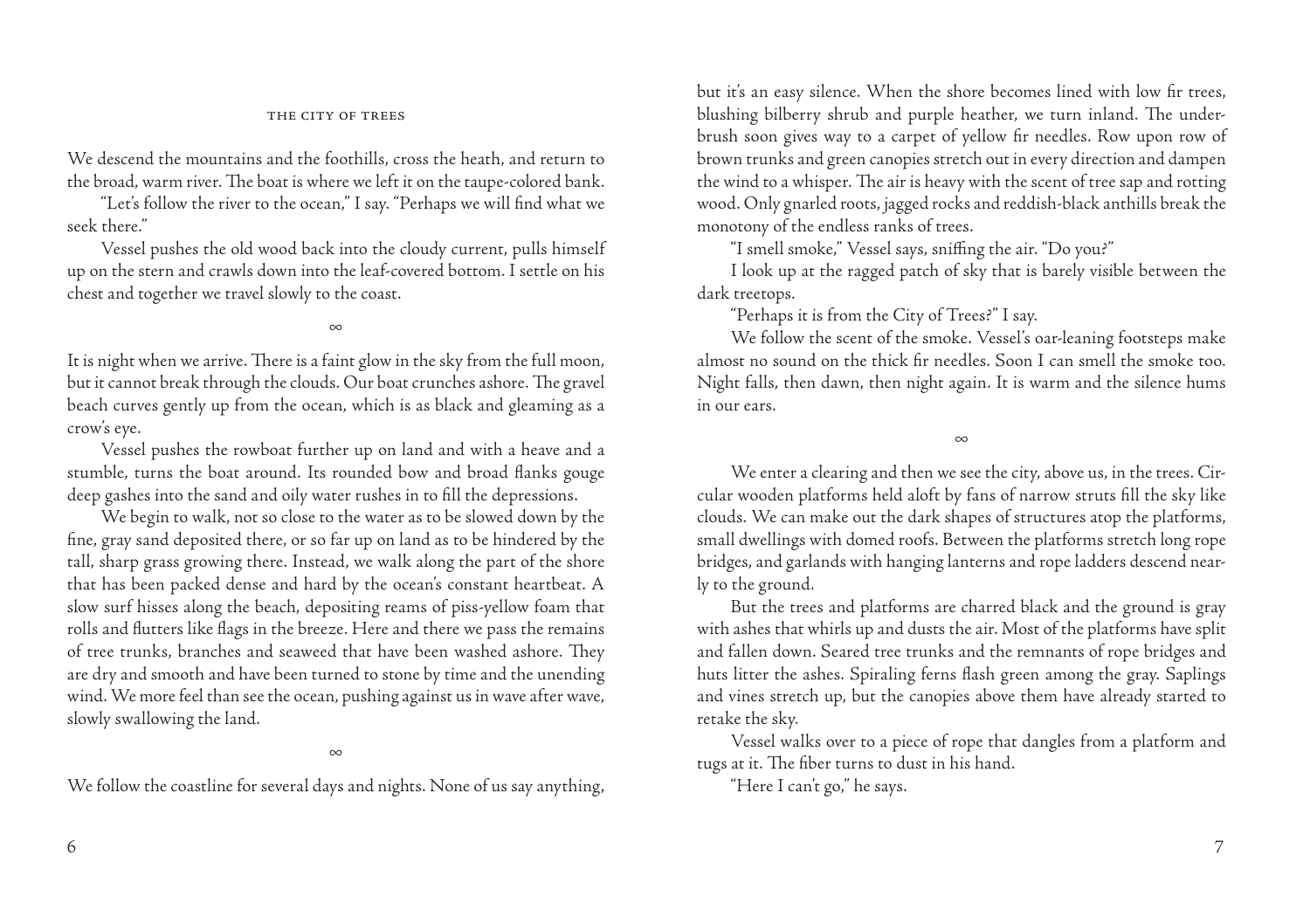We descend the mountains and the foothills, cross the heath, and return to the broad, warm river. The boat is where we left it on the taupe-colored bank.

"Let's follow the river to the ocean," I say. "Perhaps we will find what we seek there."

Vessel pushes the old wood back into the cloudy current, pulls himself up on the stern and crawls down into the leaf-covered bottom. I settle on his chest and together we travel slowly to the coast.

∞

It is night when we arrive. There is a faint glow in the sky from the full moon, but it cannot break through the clouds. Our boat crunches ashore. The gravel beach curves gently up from the ocean, which is as black and gleaming as a crow's eye.

Vessel pushes the rowboat further up on land and with a heave and a stumble, turns the boat around. Its rounded bow and broad flanks gouge deep gashes into the sand and oily water rushes in to fill the depressions.

We begin to walk, not so close to the water as to be slowed down by the fine, gray sand deposited there, or so far up on land as to be hindered by the tall, sharp grass growing there. Instead, we walk along the part of the shore that has been packed dense and hard by the ocean's constant heartbeat. A slow surf hisses along the beach, depositing reams of piss-yellow foam that rolls and flutters like flags in the breeze. Here and there we pass the remains of tree trunks, branches and seaweed that have been washed ashore. They are dry and smooth and have been turned to stone by time and the unending wind. We more feel than see the ocean, pushing against us in wave after wave, slowly swallowing the land.

∞

We follow the coastline for several days and nights. None of us say anything, but it's an easy silence. When the shore becomes lined with low fir trees, blushing bilberry shrub and purple heather, we turn inland. The underbrush soon gives way to a carpet of yellow fir needles. Row upon row of brown trunks and green canopies stretch out in every direction and dampen the wind to a whisper. The air is heavy with the scent of tree sap and rotting wood. Only gnarled roots, jagged rocks and reddish-black anthills break the monotony of the endless ranks of trees.

"I smell smoke," Vessel says, sniffing the air. "Do you?"

I look up at the ragged patch of sky that is barely visible between the dark treetops.

"Perhaps it is from the City of Trees?" I say.

We follow the scent of the smoke. Vessel's oar-leaning footsteps make almost no sound on the thick fir needles. Soon I can smell the smoke too. Night falls, then dawn, then night again. It is warm and the silence hums in our ears.

∞

We enter a clearing and then we see the city, above us, in the trees. Circular wooden platforms held aloft by fans of narrow struts fill the sky like clouds. We can make out the dark shapes of structures atop the platforms, small dwellings with domed roofs. Between the platforms stretch long rope bridges, and garlands with hanging lanterns and rope ladders descend nearly to the ground.

But the trees and platforms are charred black and the ground is gray with ashes that whirls up and dusts the air. Most of the platforms have split and fallen down. Seared tree trunks and the remnants of rope bridges and huts litter the ashes. Spiraling ferns flash green among the gray. Saplings and vines stretch up, but the canopies above them have already started to retake the sky.

Vessel walks over to a piece of rope that dangles from a platform and tugs at it. The fiber turns to dust in his hand.

"Here I can't go," he says.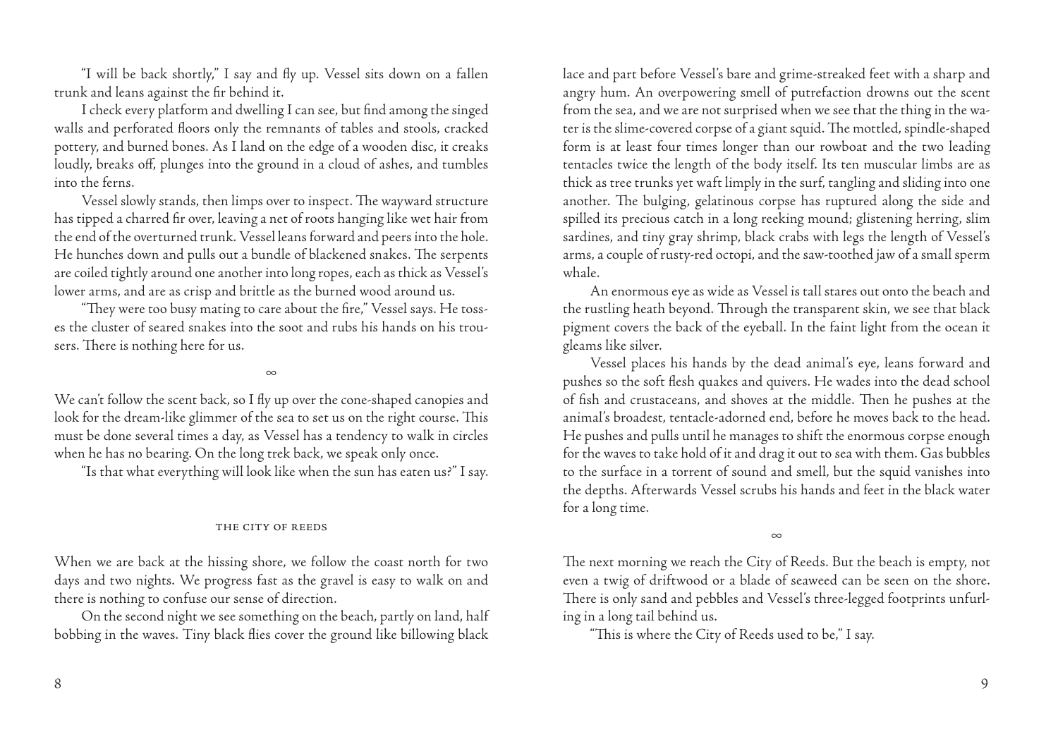"I will be back shortly," I say and fly up. Vessel sits down on a fallen trunk and leans against the fir behind it.

I check every platform and dwelling I can see, but find among the singed walls and perforated floors only the remnants of tables and stools, cracked pottery, and burned bones. As I land on the edge of a wooden disc, it creaks loudly, breaks off, plunges into the ground in a cloud of ashes, and tumbles into the ferns.

Vessel slowly stands, then limps over to inspect. The wayward structure has tipped a charred fir over, leaving a net of roots hanging like wet hair from the end of the overturned trunk. Vessel leans forward and peers into the hole. He hunches down and pulls out a bundle of blackened snakes. The serpents are coiled tightly around one another into long ropes, each as thick as Vessel's lower arms, and are as crisp and brittle as the burned wood around us.

"They were too busy mating to care about the fire," Vessel says. He tosses the cluster of seared snakes into the soot and rubs his hands on his trousers. There is nothing here for us.

∞

We can't follow the scent back, so I fly up over the cone-shaped canopies and look for the dream-like glimmer of the sea to set us on the right course. This must be done several times a day, as Vessel has a tendency to walk in circles when he has no bearing. On the long trek back, we speak only once.

"Is that what everything will look like when the sun has eaten us?" I say.

## THE CITY OF REEDS

When we are back at the hissing shore, we follow the coast north for two days and two nights. We progress fast as the gravel is easy to walk on and there is nothing to confuse our sense of direction.

On the second night we see something on the beach, partly on land, half bobbing in the waves. Tiny black flies cover the ground like billowing black lace and part before Vessel's bare and grime-streaked feet with a sharp and angry hum. An overpowering smell of putrefaction drowns out the scent from the sea, and we are not surprised when we see that the thing in the water is the slime-covered corpse of a giant squid. The mottled, spindle-shaped form is at least four times longer than our rowboat and the two leading tentacles twice the length of the body itself. Its ten muscular limbs are as thick as tree trunks yet waft limply in the surf, tangling and sliding into one another. The bulging, gelatinous corpse has ruptured along the side and spilled its precious catch in a long reeking mound; glistening herring, slim sardines, and tiny gray shrimp, black crabs with legs the length of Vessel's arms, a couple of rusty-red octopi, and the saw-toothed jaw of a small sperm whale.

An enormous eye as wide as Vessel is tall stares out onto the beach and the rustling heath beyond. Through the transparent skin, we see that black pigment covers the back of the eyeball. In the faint light from the ocean it gleams like silver.

Vessel places his hands by the dead animal's eye, leans forward and pushes so the soft flesh quakes and quivers. He wades into the dead school of fish and crustaceans, and shoves at the middle. Then he pushes at the animal's broadest, tentacle-adorned end, before he moves back to the head. He pushes and pulls until he manages to shift the enormous corpse enough for the waves to take hold of it and drag it out to sea with them. Gas bubbles to the surface in a torrent of sound and smell, but the squid vanishes into the depths. Afterwards Vessel scrubs his hands and feet in the black water for a long time.

∞

The next morning we reach the City of Reeds. But the beach is empty, not even a twig of driftwood or a blade of seaweed can be seen on the shore. There is only sand and pebbles and Vessel's three-legged footprints unfurling in a long tail behind us.

"This is where the City of Reeds used to be," I say.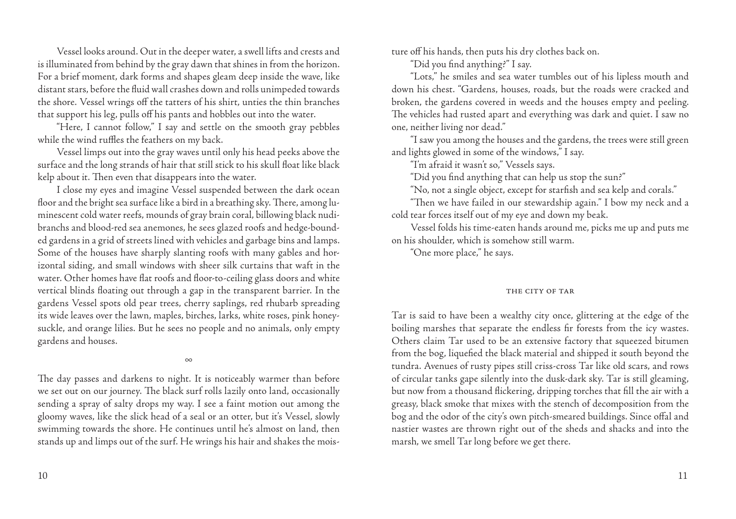Vessel looks around. Out in the deeper water, a swell lifts and crests and is illuminated from behind by the gray dawn that shines in from the horizon. For a brief moment, dark forms and shapes gleam deep inside the wave, like distant stars, before the fluid wall crashes down and rolls unimpeded towards the shore. Vessel wrings off the tatters of his shirt, unties the thin branches that support his leg, pulls off his pants and hobbles out into the water.

"Here, I cannot follow," I say and settle on the smooth gray pebbles while the wind ruffles the feathers on my back.

Vessel limps out into the gray waves until only his head peeks above the surface and the long strands of hair that still stick to his skull float like black kelp about it. Then even that disappears into the water.

I close my eyes and imagine Vessel suspended between the dark ocean floor and the bright sea surface like a bird in a breathing sky. There, among luminescent cold water reefs, mounds of gray brain coral, billowing black nudibranchs and blood-red sea anemones, he sees glazed roofs and hedge-bounded gardens in a grid of streets lined with vehicles and garbage bins and lamps. Some of the houses have sharply slanting roofs with many gables and horizontal siding, and small windows with sheer silk curtains that waft in the water. Other homes have flat roofs and floor-to-ceiling glass doors and white vertical blinds floating out through a gap in the transparent barrier. In the gardens Vessel spots old pear trees, cherry saplings, red rhubarb spreading its wide leaves over the lawn, maples, birches, larks, white roses, pink honeysuckle, and orange lilies. But he sees no people and no animals, only empty gardens and houses.

∞

The day passes and darkens to night. It is noticeably warmer than before we set out on our journey. The black surf rolls lazily onto land, occasionally sending a spray of salty drops my way. I see a faint motion out among the gloomy waves, like the slick head of a seal or an otter, but it's Vessel, slowly swimming towards the shore. He continues until he's almost on land, then stands up and limps out of the surf. He wrings his hair and shakes the moisture off his hands, then puts his dry clothes back on.

"Did you find anything?" I say.

"Lots," he smiles and sea water tumbles out of his lipless mouth and down his chest. "Gardens, houses, roads, but the roads were cracked and broken, the gardens covered in weeds and the houses empty and peeling. The vehicles had rusted apart and everything was dark and quiet. I saw no one, neither living nor dead."

"I saw you among the houses and the gardens, the trees were still green and lights glowed in some of the windows," I say.

"I'm afraid it wasn't so," Vessels says.

"Did you find anything that can help us stop the sun?"

"No, not a single object, except for starfish and sea kelp and corals."

"Then we have failed in our stewardship again." I bow my neck and a cold tear forces itself out of my eye and down my beak.

Vessel folds his time-eaten hands around me, picks me up and puts me on his shoulder, which is somehow still warm.

"One more place," he says.

## The City of Tar

Tar is said to have been a wealthy city once, glittering at the edge of the boiling marshes that separate the endless fir forests from the icy wastes. Others claim Tar used to be an extensive factory that squeezed bitumen from the bog, liquefied the black material and shipped it south beyond the tundra. Avenues of rusty pipes still criss-cross Tar like old scars, and rows of circular tanks gape silently into the dusk-dark sky. Tar is still gleaming, but now from a thousand flickering, dripping torches that fill the air with a greasy, black smoke that mixes with the stench of decomposition from the bog and the odor of the city's own pitch-smeared buildings. Since offal and nastier wastes are thrown right out of the sheds and shacks and into the marsh, we smell Tar long before we get there.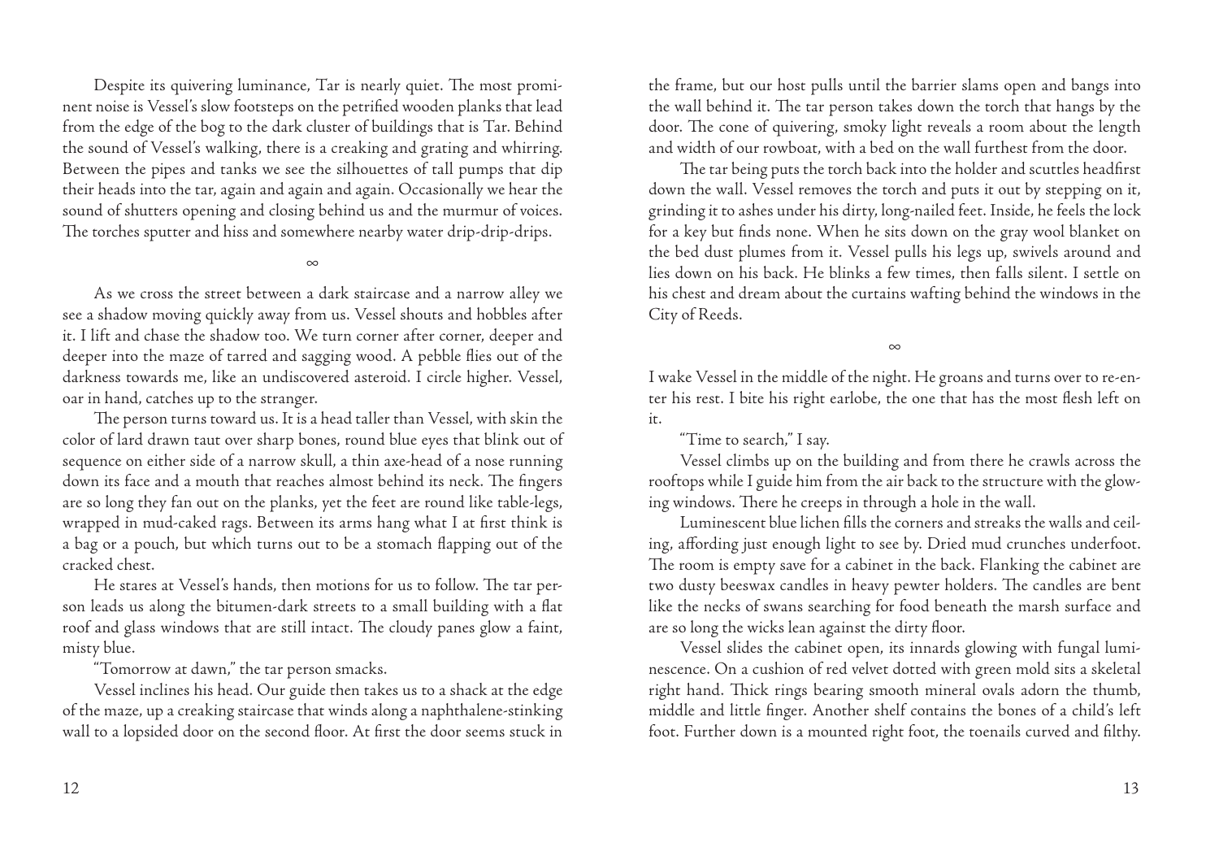Despite its quivering luminance, Tar is nearly quiet. The most prominent noise is Vessel's slow footsteps on the petrified wooden planks that lead from the edge of the bog to the dark cluster of buildings that is Tar. Behind the sound of Vessel's walking, there is a creaking and grating and whirring. Between the pipes and tanks we see the silhouettes of tall pumps that dip their heads into the tar, again and again and again. Occasionally we hear the sound of shutters opening and closing behind us and the murmur of voices. The torches sputter and hiss and somewhere nearby water drip-drip-drips.

∞

As we cross the street between a dark staircase and a narrow alley we see a shadow moving quickly away from us. Vessel shouts and hobbles after it. I lift and chase the shadow too. We turn corner after corner, deeper and deeper into the maze of tarred and sagging wood. A pebble flies out of the darkness towards me, like an undiscovered asteroid. I circle higher. Vessel, oar in hand, catches up to the stranger.

The person turns toward us. It is a head taller than Vessel, with skin the color of lard drawn taut over sharp bones, round blue eyes that blink out of sequence on either side of a narrow skull, a thin axe-head of a nose running down its face and a mouth that reaches almost behind its neck. The fingers are so long they fan out on the planks, yet the feet are round like table-legs, wrapped in mud-caked rags. Between its arms hang what I at first think is a bag or a pouch, but which turns out to be a stomach flapping out of the cracked chest.

He stares at Vessel's hands, then motions for us to follow. The tar person leads us along the bitumen-dark streets to a small building with a flat roof and glass windows that are still intact. The cloudy panes glow a faint, misty blue.

"Tomorrow at dawn," the tar person smacks.

Vessel inclines his head. Our guide then takes us to a shack at the edge of the maze, up a creaking staircase that winds along a naphthalene-stinking wall to a lopsided door on the second floor. At first the door seems stuck in the frame, but our host pulls until the barrier slams open and bangs into the wall behind it. The tar person takes down the torch that hangs by the door. The cone of quivering, smoky light reveals a room about the length and width of our rowboat, with a bed on the wall furthest from the door.

The tar being puts the torch back into the holder and scuttles headfirst down the wall. Vessel removes the torch and puts it out by stepping on it, grinding it to ashes under his dirty, long-nailed feet. Inside, he feels the lock for a key but finds none. When he sits down on the gray wool blanket on the bed dust plumes from it. Vessel pulls his legs up, swivels around and lies down on his back. He blinks a few times, then falls silent. I settle on his chest and dream about the curtains wafting behind the windows in the City of Reeds.

∞

I wake Vessel in the middle of the night. He groans and turns over to re-enter his rest. I bite his right earlobe, the one that has the most flesh left on it.

"Time to search," I say.

Vessel climbs up on the building and from there he crawls across the rooftops while I guide him from the air back to the structure with the glowing windows. There he creeps in through a hole in the wall.

Luminescent blue lichen fills the corners and streaks the walls and ceiling, affording just enough light to see by. Dried mud crunches underfoot. The room is empty save for a cabinet in the back. Flanking the cabinet are two dusty beeswax candles in heavy pewter holders. The candles are bent like the necks of swans searching for food beneath the marsh surface and are so long the wicks lean against the dirty floor.

Vessel slides the cabinet open, its innards glowing with fungal luminescence. On a cushion of red velvet dotted with green mold sits a skeletal right hand. Thick rings bearing smooth mineral ovals adorn the thumb, middle and little finger. Another shelf contains the bones of a child's left foot. Further down is a mounted right foot, the toenails curved and filthy.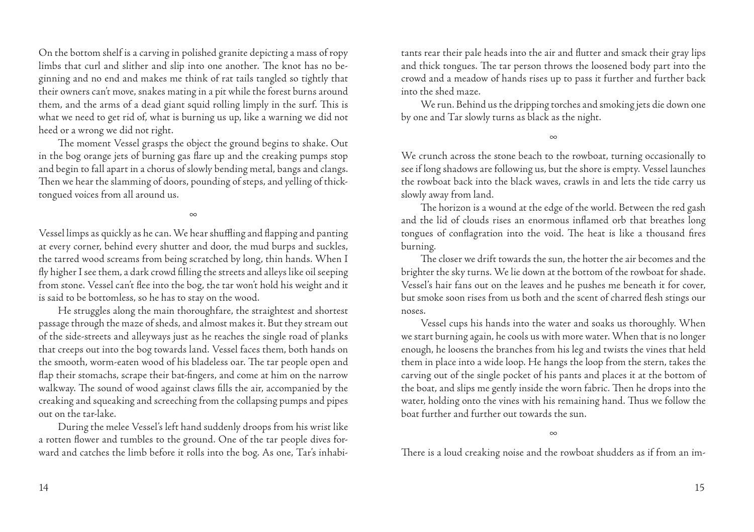On the bottom shelf is a carving in polished granite depicting a mass of ropy limbs that curl and slither and slip into one another. The knot has no beginning and no end and makes me think of rat tails tangled so tightly that their owners can't move, snakes mating in a pit while the forest burns around them, and the arms of a dead giant squid rolling limply in the surf. This is what we need to get rid of, what is burning us up, like a warning we did not heed or a wrong we did not right.

The moment Vessel grasps the object the ground begins to shake. Out in the bog orange jets of burning gas flare up and the creaking pumps stop and begin to fall apart in a chorus of slowly bending metal, bangs and clangs. Then we hear the slamming of doors, pounding of steps, and yelling of thick-tongued voices from all around us.

∞

Vessel limps as quickly as he can. We hear shuffling and flapping and panting at every corner, behind every shutter and door, the mud burps and suckles, the tarred wood screams from being scratched by long, thin hands. When I fly higher I see them, a dark crowd filling the streets and alleys like oil seeping from stone. Vessel can't flee into the bog, the tar won't hold his weight and it is said to be bottomless, so he has to stay on the wood.

He struggles along the main thoroughfare, the straightest and shortest passage through the maze of sheds, and almost makes it. But they stream out of the side-streets and alleyways just as he reaches the single road of planks that creeps out into the bog towards land. Vessel faces them, both hands on the smooth, worm-eaten wood of his bladeless oar. The tar people open and flap their stomachs, scrape their bat-fingers, and come at him on the narrow walkway. The sound of wood against claws fills the air, accompanied by the creaking and squeaking and screeching from the collapsing pumps and pipes out on the tar-lake.

During the melee Vessel's left hand suddenly droops from his wrist like a rotten flower and tumbles to the ground. One of the tar people dives forward and catches the limb before it rolls into the bog. As one, Tar's inhabitants rear their pale heads into the air and flutter and smack their gray lips and thick tongues. The tar person throws the loosened body part into the crowd and a meadow of hands rises up to pass it further and further back into the shed maze.

We run. Behind us the dripping torches and smoking jets die down one by one and Tar slowly turns as black as the night.

∞

We crunch across the stone beach to the rowboat, turning occasionally to see if long shadows are following us, but the shore is empty. Vessel launches the rowboat back into the black waves, crawls in and lets the tide carry us slowly away from land.

The horizon is a wound at the edge of the world. Between the red gash and the lid of clouds rises an enormous inflamed orb that breathes long tongues of conflagration into the void. The heat is like a thousand fires burning.

The closer we drift towards the sun, the hotter the air becomes and the brighter the sky turns. We lie down at the bottom of the rowboat for shade. Vessel's hair fans out on the leaves and he pushes me beneath it for cover, but smoke soon rises from us both and the scent of charred flesh stings our noses.

Vessel cups his hands into the water and soaks us thoroughly. When we start burning again, he cools us with more water. When that is no longer enough, he loosens the branches from his leg and twists the vines that held them in place into a wide loop. He hangs the loop from the stern, takes the carving out of the single pocket of his pants and places it at the bottom of the boat, and slips me gently inside the worn fabric. Then he drops into the water, holding onto the vines with his remaining hand. Thus we follow the boat further and further out towards the sun.

∞

There is a loud creaking noise and the rowboat shudders as if from an im-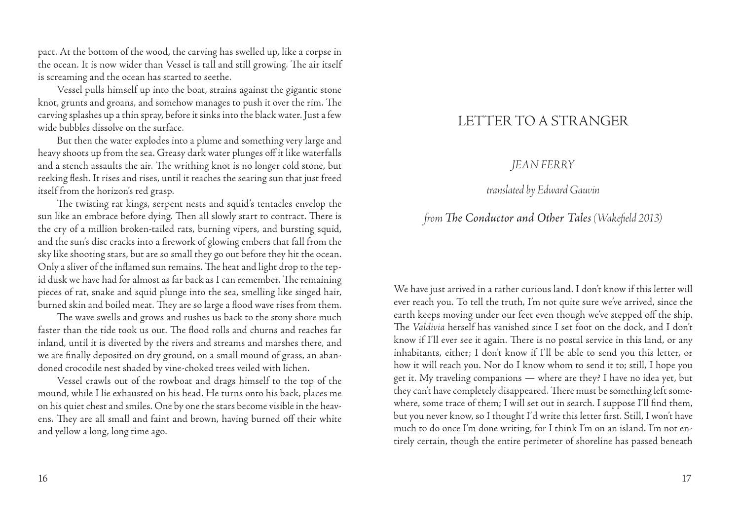pact. At the bottom of the wood, the carving has swelled up, like a corpse in the ocean. It is now wider than Vessel is tall and still growing. The air itself is screaming and the ocean has started to seethe.

Vessel pulls himself up into the boat, strains against the gigantic stone knot, grunts and groans, and somehow manages to push it over the rim. The carving splashes up a thin spray, before it sinks into the black water. Just a few wide bubbles dissolve on the surface.

But then the water explodes into a plume and something very large and heavy shoots up from the sea. Greasy dark water plunges off it like waterfalls and a stench assaults the air. The writhing knot is no longer cold stone, but reeking flesh. It rises and rises, until it reaches the searing sun that just freed itself from the horizon's red grasp.

The twisting rat kings, serpent nests and squid's tentacles envelop the sun like an embrace before dying. Then all slowly start to contract. There is the cry of a million broken-tailed rats, burning vipers, and bursting squid, and the sun's disc cracks into a firework of glowing embers that fall from the sky like shooting stars, but are so small they go out before they hit the ocean. Only a sliver of the inflamed sun remains. The heat and light drop to the tepid dusk we have had for almost as far back as I can remember. The remaining pieces of rat, snake and squid plunge into the sea, smelling like singed hair, burned skin and boiled meat. They are so large a flood wave rises from them.

The wave swells and grows and rushes us back to the stony shore much faster than the tide took us out. The flood rolls and churns and reaches far inland, until it is diverted by the rivers and streams and marshes there, and we are finally deposited on dry ground, on a small mound of grass, an abandoned crocodile nest shaded by vine-choked trees veiled with lichen.

Vessel crawls out of the rowboat and drags himself to the top of the mound, while I lie exhausted on his head. He turns onto his back, places me on his quiet chest and smiles. One by one the stars become visible in the heavens. They are all small and faint and brown, having burned off their white and yellow a long, long time ago.

# LETTER TO A STRANGER

*JEAN FERRY*

*translated by Edward Gauvin*

*from **The Conductor and Other Tales** (Wakefield 2013)*

We have just arrived in a rather curious land. I don't know if this letter will ever reach you. To tell the truth, I'm not quite sure we've arrived, since the earth keeps moving under our feet even though we've stepped off the ship. The *Valdivia* herself has vanished since I set foot on the dock, and I don't know if I'll ever see it again. There is no postal service in this land, or any inhabitants, either; I don't know if I'll be able to send you this letter, or how it will reach you. Nor do I know whom to send it to; still, I hope you get it. My traveling companions — where are they? I have no idea yet, but they can't have completely disappeared. There must be something left somewhere, some trace of them; I will set out in search. I suppose I'll find them, but you never know, so I thought I'd write this letter first. Still, I won't have much to do once I'm done writing, for I think I'm on an island. I'm not entirely certain, though the entire perimeter of shoreline has passed beneath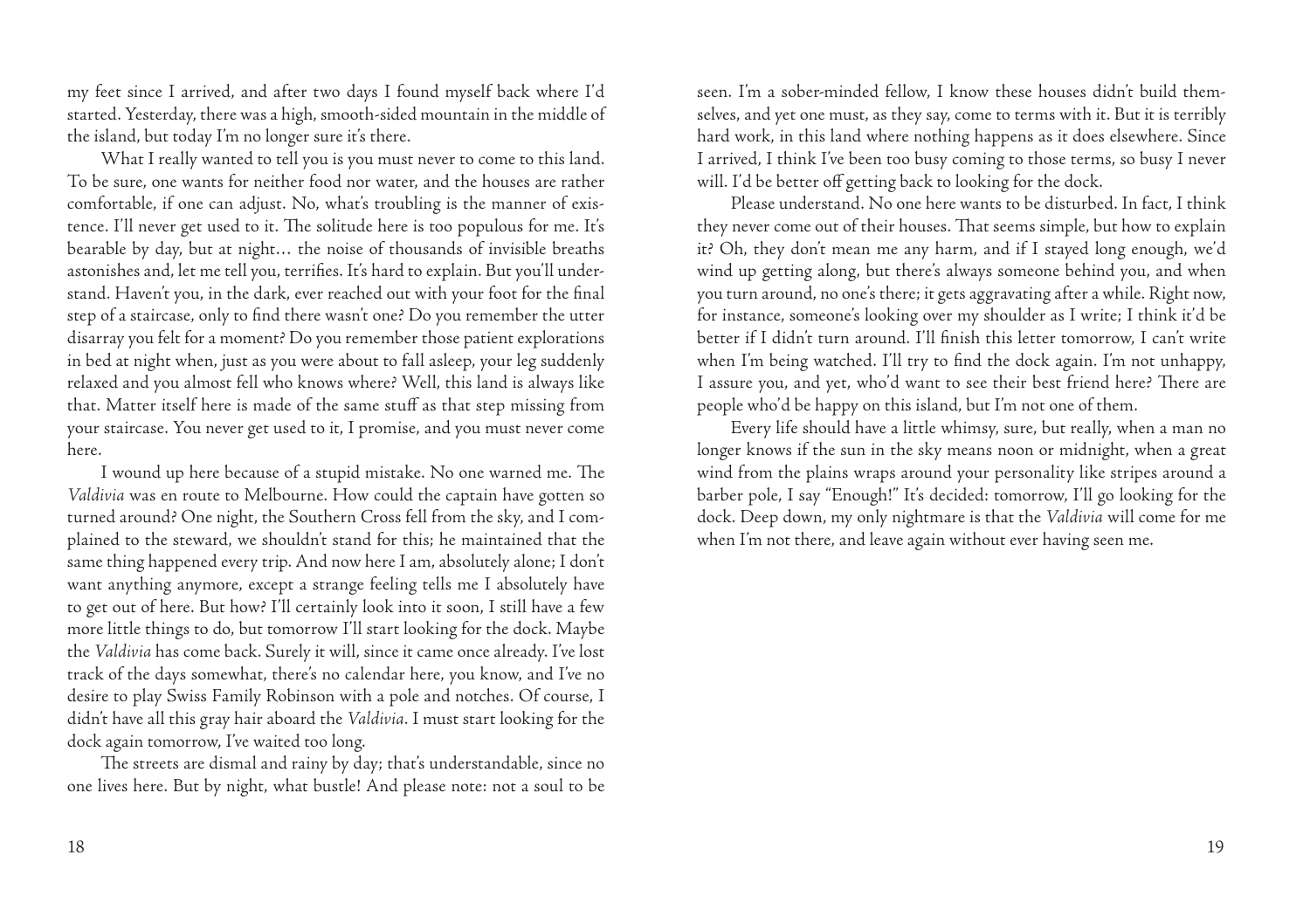my feet since I arrived, and after two days I found myself back where I'd started. Yesterday, there was a high, smooth-sided mountain in the middle of the island, but today I'm no longer sure it's there.

What I really wanted to tell you is you must never to come to this land. To be sure, one wants for neither food nor water, and the houses are rather comfortable, if one can adjust. No, what's troubling is the manner of existence. I'll never get used to it. The solitude here is too populous for me. It's bearable by day, but at night… the noise of thousands of invisible breaths astonishes and, let me tell you, terrifies. It's hard to explain. But you'll understand. Haven't you, in the dark, ever reached out with your foot for the final step of a staircase, only to find there wasn't one? Do you remember the utter disarray you felt for a moment? Do you remember those patient explorations in bed at night when, just as you were about to fall asleep, your leg suddenly relaxed and you almost fell who knows where? Well, this land is always like that. Matter itself here is made of the same stuff as that step missing from your staircase. You never get used to it, I promise, and you must never come here.

I wound up here because of a stupid mistake. No one warned me. The *Valdivia* was en route to Melbourne. How could the captain have gotten so turned around? One night, the Southern Cross fell from the sky, and I complained to the steward, we shouldn't stand for this; he maintained that the same thing happened every trip. And now here I am, absolutely alone; I don't want anything anymore, except a strange feeling tells me I absolutely have to get out of here. But how? I'll certainly look into it soon, I still have a few more little things to do, but tomorrow I'll start looking for the dock. Maybe the *Valdivia* has come back. Surely it will, since it came once already. I've lost track of the days somewhat, there's no calendar here, you know, and I've no desire to play Swiss Family Robinson with a pole and notches. Of course, I didn't have all this gray hair aboard the *Valdivia*. I must start looking for the dock again tomorrow, I've waited too long.

The streets are dismal and rainy by day; that's understandable, since no one lives here. But by night, what bustle! And please note: not a soul to be seen. I'm a sober-minded fellow, I know these houses didn't build themselves, and yet one must, as they say, come to terms with it. But it is terribly hard work, in this land where nothing happens as it does elsewhere. Since I arrived, I think I've been too busy coming to those terms, so busy I never will. I'd be better off getting back to looking for the dock.

Please understand. No one here wants to be disturbed. In fact, I think they never come out of their houses. That seems simple, but how to explain it? Oh, they don't mean me any harm, and if I stayed long enough, we'd wind up getting along, but there's always someone behind you, and when you turn around, no one's there; it gets aggravating after a while. Right now, for instance, someone's looking over my shoulder as I write; I think it'd be better if I didn't turn around. I'll finish this letter tomorrow, I can't write when I'm being watched. I'll try to find the dock again. I'm not unhappy, I assure you, and yet, who'd want to see their best friend here? There are people who'd be happy on this island, but I'm not one of them.

Every life should have a little whimsy, sure, but really, when a man no longer knows if the sun in the sky means noon or midnight, when a great wind from the plains wraps around your personality like stripes around a barber pole, I say "Enough!" It's decided: tomorrow, I'll go looking for the dock. Deep down, my only nightmare is that the *Valdivia* will come for me when I'm not there, and leave again without ever having seen me.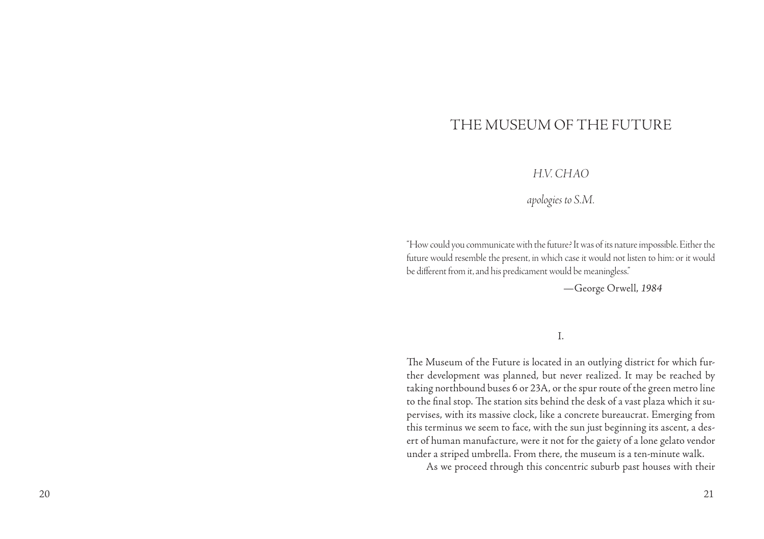# THE MUSEUM OF THE FUTURE

*H.V. CHAO*

*apologies to S.M.*

"How could you communicate with the future? It was of its nature impossible. Either the future would resemble the present, in which case it would not listen to him: or it would be different from it, and his predicament would be meaningless."

—George Orwell, *1984*

I.

The Museum of the Future is located in an outlying district for which further development was planned, but never realized. It may be reached by taking northbound buses 6 or 23A, or the spur route of the green metro line to the final stop. The station sits behind the desk of a vast plaza which it supervises, with its massive clock, like a concrete bureaucrat. Emerging from this terminus we seem to face, with the sun just beginning its ascent, a desert of human manufacture, were it not for the gaiety of a lone gelato vendor under a striped umbrella. From there, the museum is a ten-minute walk.

As we proceed through this concentric suburb past houses with their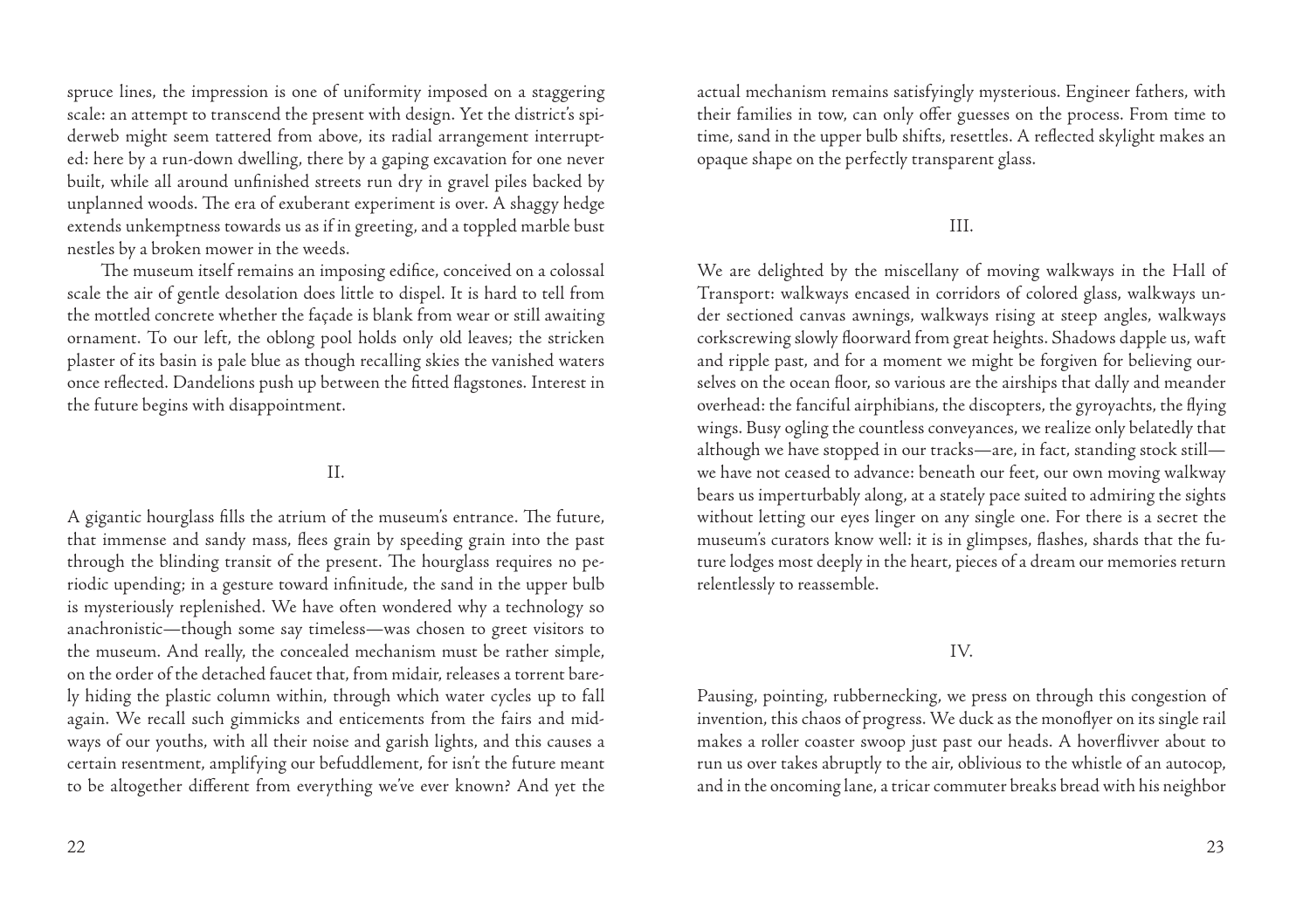spruce lines, the impression is one of uniformity imposed on a staggering scale: an attempt to transcend the present with design. Yet the district's spiderweb might seem tattered from above, its radial arrangement interrupted: here by a run-down dwelling, there by a gaping excavation for one never built, while all around unfinished streets run dry in gravel piles backed by unplanned woods. The era of exuberant experiment is over. A shaggy hedge extends unkemptness towards us as if in greeting, and a toppled marble bust nestles by a broken mower in the weeds.

The museum itself remains an imposing edifice, conceived on a colossal scale the air of gentle desolation does little to dispel. It is hard to tell from the mottled concrete whether the façade is blank from wear or still awaiting ornament. To our left, the oblong pool holds only old leaves; the stricken plaster of its basin is pale blue as though recalling skies the vanished waters once reflected. Dandelions push up between the fitted flagstones. Interest in the future begins with disappointment.

## II.

A gigantic hourglass fills the atrium of the museum's entrance. The future, that immense and sandy mass, flees grain by speeding grain into the past through the blinding transit of the present. The hourglass requires no periodic upending; in a gesture toward infinitude, the sand in the upper bulb is mysteriously replenished. We have often wondered why a technology so anachronistic—though some say timeless—was chosen to greet visitors to the museum. And really, the concealed mechanism must be rather simple, on the order of the detached faucet that, from midair, releases a torrent barely hiding the plastic column within, through which water cycles up to fall again. We recall such gimmicks and enticements from the fairs and midways of our youths, with all their noise and garish lights, and this causes a certain resentment, amplifying our befuddlement, for isn't the future meant to be altogether different from everything we've ever known? And yet the actual mechanism remains satisfyingly mysterious. Engineer fathers, with their families in tow, can only offer guesses on the process. From time to time, sand in the upper bulb shifts, resettles. A reflected skylight makes an opaque shape on the perfectly transparent glass.

## III.

We are delighted by the miscellany of moving walkways in the Hall of Transport: walkways encased in corridors of colored glass, walkways under sectioned canvas awnings, walkways rising at steep angles, walkways corkscrewing slowly floorward from great heights. Shadows dapple us, waft and ripple past, and for a moment we might be forgiven for believing ourselves on the ocean floor, so various are the airships that dally and meander overhead: the fanciful airphibians, the discopters, the gyroyachts, the flying wings. Busy ogling the countless conveyances, we realize only belatedly that although we have stopped in our tracks—are, in fact, standing stock still—we have not ceased to advance: beneath our feet, our own moving walkway bears us imperturbably along, at a stately pace suited to admiring the sights without letting our eyes linger on any single one. For there is a secret the museum's curators know well: it is in glimpses, flashes, shards that the future lodges most deeply in the heart, pieces of a dream our memories return relentlessly to reassemble.

## IV.

Pausing, pointing, rubbernecking, we press on through this congestion of invention, this chaos of progress. We duck as the monoflyer on its single rail makes a roller coaster swoop just past our heads. A hoverflivver about to run us over takes abruptly to the air, oblivious to the whistle of an autocop, and in the oncoming lane, a tricar commuter breaks bread with his neighbor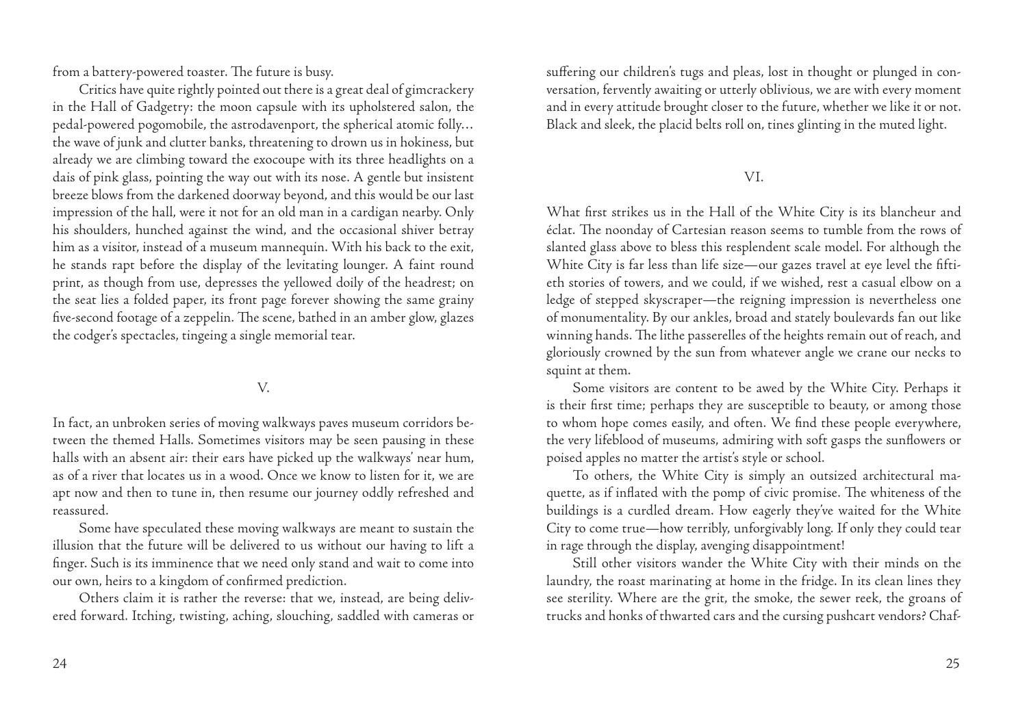from a battery-powered toaster. The future is busy.

Critics have quite rightly pointed out there is a great deal of gimcrackery in the Hall of Gadgetry: the moon capsule with its upholstered salon, the pedal-powered pogomobile, the astrodavenport, the spherical atomic folly… the wave of junk and clutter banks, threatening to drown us in hokiness, but already we are climbing toward the exocoupe with its three headlights on a dais of pink glass, pointing the way out with its nose. A gentle but insistent breeze blows from the darkened doorway beyond, and this would be our last impression of the hall, were it not for an old man in a cardigan nearby. Only his shoulders, hunched against the wind, and the occasional shiver betray him as a visitor, instead of a museum mannequin. With his back to the exit, he stands rapt before the display of the levitating lounger. A faint round print, as though from use, depresses the yellowed doily of the headrest; on the seat lies a folded paper, its front page forever showing the same grainy five-second footage of a zeppelin. The scene, bathed in an amber glow, glazes the codger's spectacles, tingeing a single memorial tear.

## V.

In fact, an unbroken series of moving walkways paves museum corridors between the themed Halls. Sometimes visitors may be seen pausing in these halls with an absent air: their ears have picked up the walkways' near hum, as of a river that locates us in a wood. Once we know to listen for it, we are apt now and then to tune in, then resume our journey oddly refreshed and reassured.

Some have speculated these moving walkways are meant to sustain the illusion that the future will be delivered to us without our having to lift a finger. Such is its imminence that we need only stand and wait to come into our own, heirs to a kingdom of confirmed prediction.

Others claim it is rather the reverse: that we, instead, are being delivered forward. Itching, twisting, aching, slouching, saddled with cameras or suffering our children's tugs and pleas, lost in thought or plunged in conversation, fervently awaiting or utterly oblivious, we are with every moment and in every attitude brought closer to the future, whether we like it or not. Black and sleek, the placid belts roll on, tines glinting in the muted light.

## VI.

What first strikes us in the Hall of the White City is its blancheur and éclat. The noonday of Cartesian reason seems to tumble from the rows of slanted glass above to bless this resplendent scale model. For although the White City is far less than life size—our gazes travel at eye level the fiftieth stories of towers, and we could, if we wished, rest a casual elbow on a ledge of stepped skyscraper—the reigning impression is nevertheless one of monumentality. By our ankles, broad and stately boulevards fan out like winning hands. The lithe passerelles of the heights remain out of reach, and gloriously crowned by the sun from whatever angle we crane our necks to squint at them.

Some visitors are content to be awed by the White City. Perhaps it is their first time; perhaps they are susceptible to beauty, or among those to whom hope comes easily, and often. We find these people everywhere, the very lifeblood of museums, admiring with soft gasps the sunflowers or poised apples no matter the artist's style or school.

To others, the White City is simply an outsized architectural maquette, as if inflated with the pomp of civic promise. The whiteness of the buildings is a curdled dream. How eagerly they've waited for the White City to come true—how terribly, unforgivably long. If only they could tear in rage through the display, avenging disappointment!

Still other visitors wander the White City with their minds on the laundry, the roast marinating at home in the fridge. In its clean lines they see sterility. Where are the grit, the smoke, the sewer reek, the groans of trucks and honks of thwarted cars and the cursing pushcart vendors? Chaf-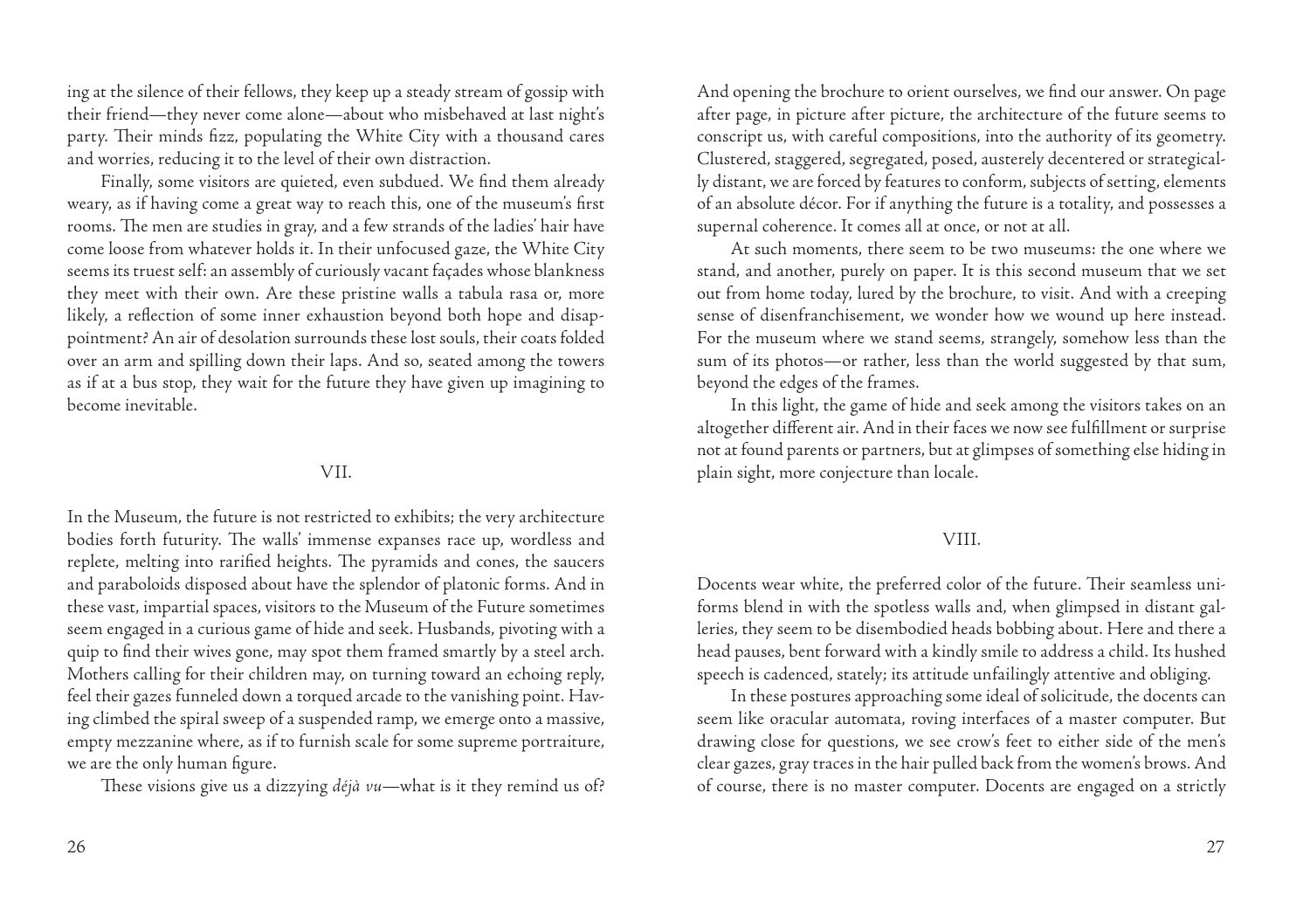ing at the silence of their fellows, they keep up a steady stream of gossip with their friend—they never come alone—about who misbehaved at last night's party. Their minds fizz, populating the White City with a thousand cares and worries, reducing it to the level of their own distraction.

Finally, some visitors are quieted, even subdued. We find them already weary, as if having come a great way to reach this, one of the museum's first rooms. The men are studies in gray, and a few strands of the ladies' hair have come loose from whatever holds it. In their unfocused gaze, the White City seems its truest self: an assembly of curiously vacant façades whose blankness they meet with their own. Are these pristine walls a tabula rasa or, more likely, a reflection of some inner exhaustion beyond both hope and disappointment? An air of desolation surrounds these lost souls, their coats folded over an arm and spilling down their laps. And so, seated among the towers as if at a bus stop, they wait for the future they have given up imagining to become inevitable.

## VII.

In the Museum, the future is not restricted to exhibits; the very architecture bodies forth futurity. The walls' immense expanses race up, wordless and replete, melting into rarified heights. The pyramids and cones, the saucers and paraboloids disposed about have the splendor of platonic forms. And in these vast, impartial spaces, visitors to the Museum of the Future sometimes seem engaged in a curious game of hide and seek. Husbands, pivoting with a quip to find their wives gone, may spot them framed smartly by a steel arch. Mothers calling for their children may, on turning toward an echoing reply, feel their gazes funneled down a torqued arcade to the vanishing point. Having climbed the spiral sweep of a suspended ramp, we emerge onto a massive, empty mezzanine where, as if to furnish scale for some supreme portraiture, we are the only human figure.

These visions give us a dizzying *déjà vu*—what is it they remind us of? And opening the brochure to orient ourselves, we find our answer. On page after page, in picture after picture, the architecture of the future seems to conscript us, with careful compositions, into the authority of its geometry. Clustered, staggered, segregated, posed, austerely decentered or strategically distant, we are forced by features to conform, subjects of setting, elements of an absolute décor. For if anything the future is a totality, and possesses a supernal coherence. It comes all at once, or not at all.

At such moments, there seem to be two museums: the one where we stand, and another, purely on paper. It is this second museum that we set out from home today, lured by the brochure, to visit. And with a creeping sense of disenfranchisement, we wonder how we wound up here instead. For the museum where we stand seems, strangely, somehow less than the sum of its photos—or rather, less than the world suggested by that sum, beyond the edges of the frames.

In this light, the game of hide and seek among the visitors takes on an altogether different air. And in their faces we now see fulfillment or surprise not at found parents or partners, but at glimpses of something else hiding in plain sight, more conjecture than locale.

## VIII.

Docents wear white, the preferred color of the future. Their seamless uniforms blend in with the spotless walls and, when glimpsed in distant galleries, they seem to be disembodied heads bobbing about. Here and there a head pauses, bent forward with a kindly smile to address a child. Its hushed speech is cadenced, stately; its attitude unfailingly attentive and obliging.

In these postures approaching some ideal of solicitude, the docents can seem like oracular automata, roving interfaces of a master computer. But drawing close for questions, we see crow's feet to either side of the men's clear gazes, gray traces in the hair pulled back from the women's brows. And of course, there is no master computer. Docents are engaged on a strictly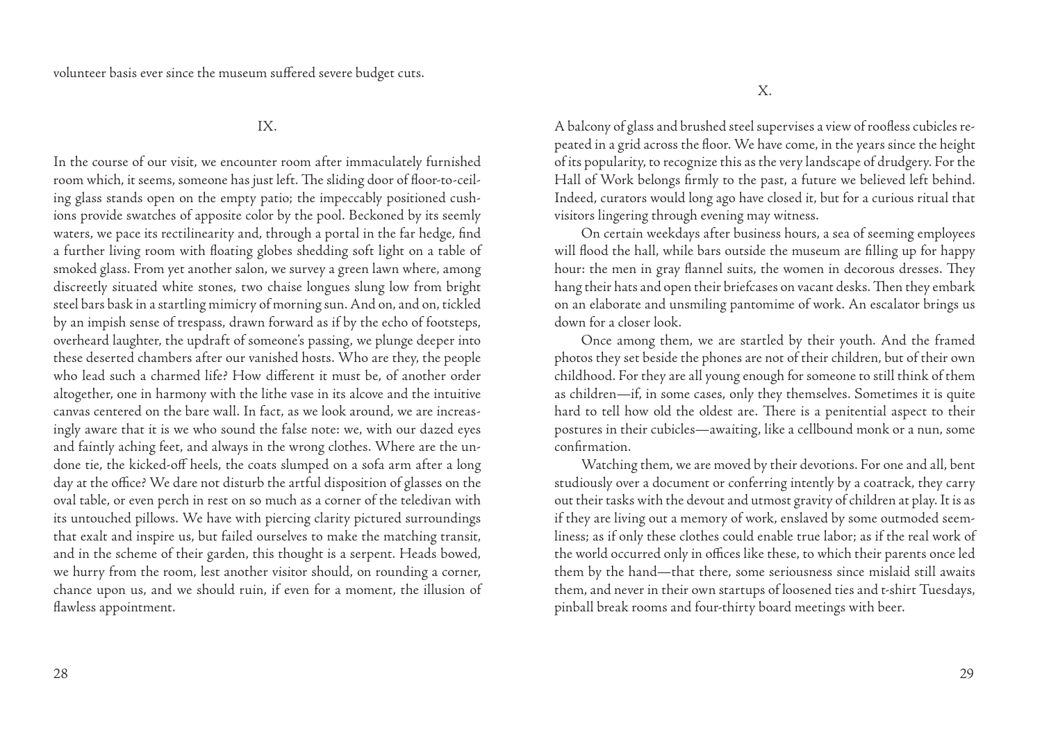volunteer basis ever since the museum suffered severe budget cuts.

## IX.

In the course of our visit, we encounter room after immaculately furnished room which, it seems, someone has just left. The sliding door of floor-to-ceiling glass stands open on the empty patio; the impeccably positioned cushions provide swatches of apposite color by the pool. Beckoned by its seemly waters, we pace its rectilinearity and, through a portal in the far hedge, find a further living room with floating globes shedding soft light on a table of smoked glass. From yet another salon, we survey a green lawn where, among discreetly situated white stones, two chaise longues slung low from bright steel bars bask in a startling mimicry of morning sun. And on, and on, tickled by an impish sense of trespass, drawn forward as if by the echo of footsteps, overheard laughter, the updraft of someone's passing, we plunge deeper into these deserted chambers after our vanished hosts. Who are they, the people who lead such a charmed life? How different it must be, of another order altogether, one in harmony with the lithe vase in its alcove and the intuitive canvas centered on the bare wall. In fact, as we look around, we are increasingly aware that it is we who sound the false note: we, with our dazed eyes and faintly aching feet, and always in the wrong clothes. Where are the undone tie, the kicked-off heels, the coats slumped on a sofa arm after a long day at the office? We dare not disturb the artful disposition of glasses on the oval table, or even perch in rest on so much as a corner of the teledivan with its untouched pillows. We have with piercing clarity pictured surroundings that exalt and inspire us, but failed ourselves to make the matching transit, and in the scheme of their garden, this thought is a serpent. Heads bowed, we hurry from the room, lest another visitor should, on rounding a corner, chance upon us, and we should ruin, if even for a moment, the illusion of flawless appointment.

## X.

A balcony of glass and brushed steel supervises a view of roofless cubicles repeated in a grid across the floor. We have come, in the years since the height of its popularity, to recognize this as the very landscape of drudgery. For the Hall of Work belongs firmly to the past, a future we believed left behind. Indeed, curators would long ago have closed it, but for a curious ritual that visitors lingering through evening may witness.

On certain weekdays after business hours, a sea of seeming employees will flood the hall, while bars outside the museum are filling up for happy hour: the men in gray flannel suits, the women in decorous dresses. They hang their hats and open their briefcases on vacant desks. Then they embark on an elaborate and unsmiling pantomime of work. An escalator brings us down for a closer look.

Once among them, we are startled by their youth. And the framed photos they set beside the phones are not of their children, but of their own childhood. For they are all young enough for someone to still think of them as children—if, in some cases, only they themselves. Sometimes it is quite hard to tell how old the oldest are. There is a penitential aspect to their postures in their cubicles—awaiting, like a cellbound monk or a nun, some confirmation.

Watching them, we are moved by their devotions. For one and all, bent studiously over a document or conferring intently by a coatrack, they carry out their tasks with the devout and utmost gravity of children at play. It is as if they are living out a memory of work, enslaved by some outmoded seemliness; as if only these clothes could enable true labor; as if the real work of the world occurred only in offices like these, to which their parents once led them by the hand—that there, some seriousness since mislaid still awaits them, and never in their own startups of loosened ties and t-shirt Tuesdays, pinball break rooms and four-thirty board meetings with beer.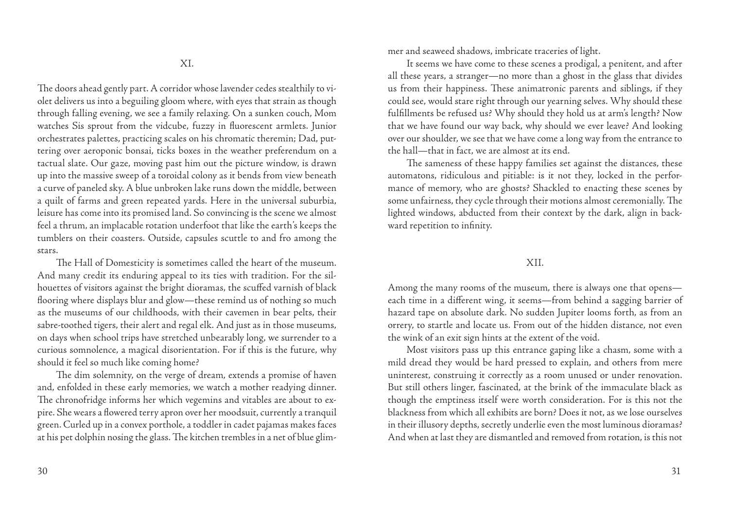## XI.

The doors ahead gently part. A corridor whose lavender cedes stealthily to violet delivers us into a beguiling gloom where, with eyes that strain as though through falling evening, we see a family relaxing. On a sunken couch, Mom watches Sis sprout from the vidcube, fuzzy in fluorescent armlets. Junior orchestrates palettes, practicing scales on his chromatic theremin; Dad, puttering over aeroponic bonsai, ticks boxes in the weather preferendum on a tactual slate. Our gaze, moving past him out the picture window, is drawn up into the massive sweep of a toroidal colony as it bends from view beneath a curve of paneled sky. A blue unbroken lake runs down the middle, between a quilt of farms and green repeated yards. Here in the universal suburbia, leisure has come into its promised land. So convincing is the scene we almost feel a thrum, an implacable rotation underfoot that like the earth's keeps the tumblers on their coasters. Outside, capsules scuttle to and fro among the stars.

The Hall of Domesticity is sometimes called the heart of the museum. And many credit its enduring appeal to its ties with tradition. For the silhouettes of visitors against the bright dioramas, the scuffed varnish of black flooring where displays blur and glow—these remind us of nothing so much as the museums of our childhoods, with their cavemen in bear pelts, their sabre-toothed tigers, their alert and regal elk. And just as in those museums, on days when school trips have stretched unbearably long, we surrender to a curious somnolence, a magical disorientation. For if this is the future, why should it feel so much like coming home?

The dim solemnity, on the verge of dream, extends a promise of haven and, enfolded in these early memories, we watch a mother readying dinner. The chronofridge informs her which vegemins and vitables are about to expire. She wears a flowered terry apron over her moodsuit, currently a tranquil green. Curled up in a convex porthole, a toddler in cadet pajamas makes faces at his pet dolphin nosing the glass. The kitchen trembles in a net of blue glimmer and seaweed shadows, imbricate traceries of light.

It seems we have come to these scenes a prodigal, a penitent, and after all these years, a stranger—no more than a ghost in the glass that divides us from their happiness. These animatronic parents and siblings, if they could see, would stare right through our yearning selves. Why should these fulfillments be refused us? Why should they hold us at arm's length? Now that we have found our way back, why should we ever leave? And looking over our shoulder, we see that we have come a long way from the entrance to the hall—that in fact, we are almost at its end.

The sameness of these happy families set against the distances, these automatons, ridiculous and pitiable: is it not they, locked in the performance of memory, who are ghosts? Shackled to enacting these scenes by some unfairness, they cycle through their motions almost ceremonially. The lighted windows, abducted from their context by the dark, align in backward repetition to infinity.

## XII.

Among the many rooms of the museum, there is always one that opens—each time in a different wing, it seems—from behind a sagging barrier of hazard tape on absolute dark. No sudden Jupiter looms forth, as from an orrery, to startle and locate us. From out of the hidden distance, not even the wink of an exit sign hints at the extent of the void.

Most visitors pass up this entrance gaping like a chasm, some with a mild dread they would be hard pressed to explain, and others from mere uninterest, construing it correctly as a room unused or under renovation. But still others linger, fascinated, at the brink of the immaculate black as though the emptiness itself were worth consideration. For is this not the blackness from which all exhibits are born? Does it not, as we lose ourselves in their illusory depths, secretly underlie even the most luminous dioramas? And when at last they are dismantled and removed from rotation, is this not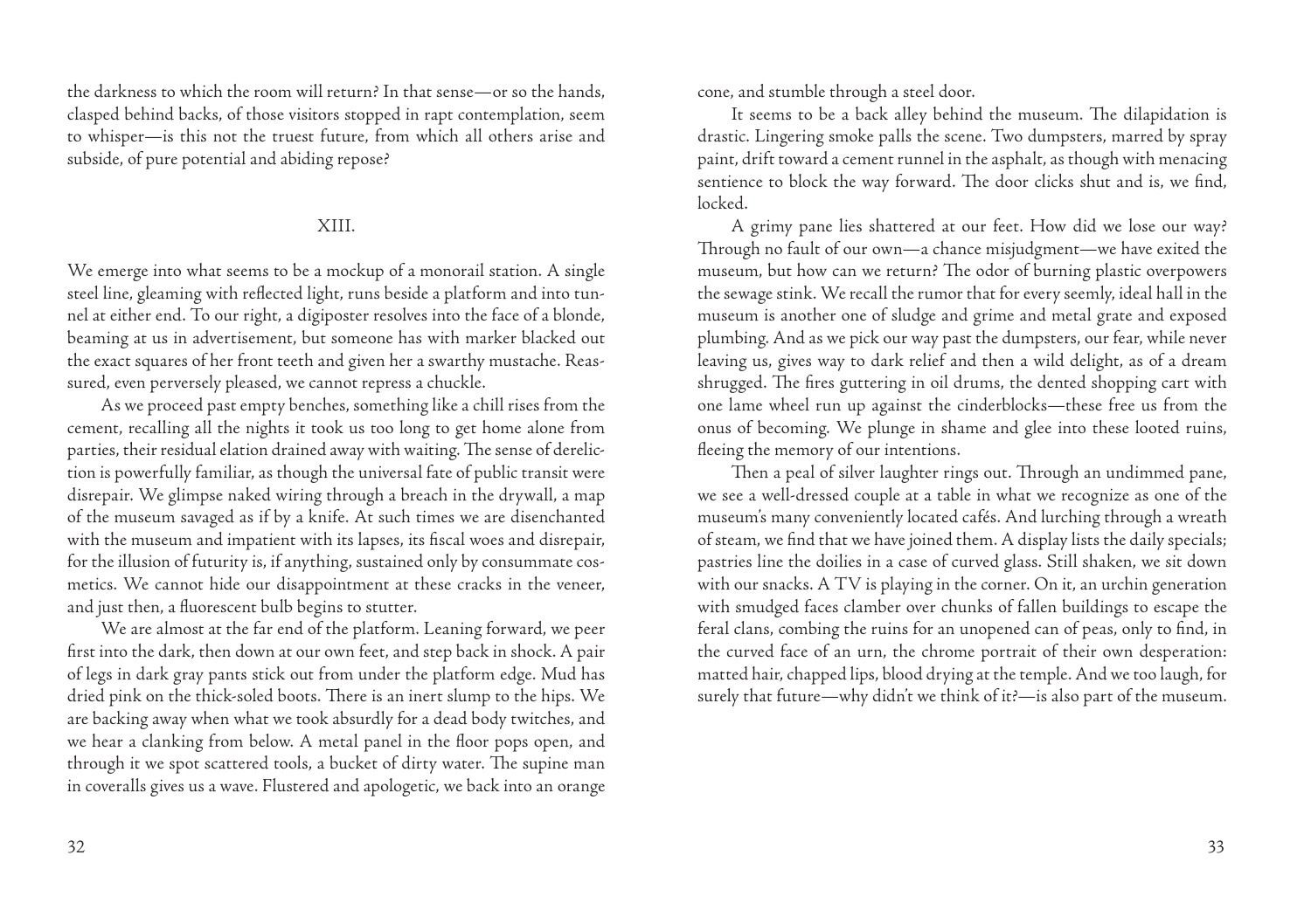the darkness to which the room will return? In that sense—or so the hands, clasped behind backs, of those visitors stopped in rapt contemplation, seem to whisper—is this not the truest future, from which all others arise and subside, of pure potential and abiding repose?

## XIII.

We emerge into what seems to be a mockup of a monorail station. A single steel line, gleaming with reflected light, runs beside a platform and into tunnel at either end. To our right, a digiposter resolves into the face of a blonde, beaming at us in advertisement, but someone has with marker blacked out the exact squares of her front teeth and given her a swarthy mustache. Reassured, even perversely pleased, we cannot repress a chuckle.

As we proceed past empty benches, something like a chill rises from the cement, recalling all the nights it took us too long to get home alone from parties, their residual elation drained away with waiting. The sense of dereliction is powerfully familiar, as though the universal fate of public transit were disrepair. We glimpse naked wiring through a breach in the drywall, a map of the museum savaged as if by a knife. At such times we are disenchanted with the museum and impatient with its lapses, its fiscal woes and disrepair, for the illusion of futurity is, if anything, sustained only by consummate cosmetics. We cannot hide our disappointment at these cracks in the veneer, and just then, a fluorescent bulb begins to stutter.

We are almost at the far end of the platform. Leaning forward, we peer first into the dark, then down at our own feet, and step back in shock. A pair of legs in dark gray pants stick out from under the platform edge. Mud has dried pink on the thick-soled boots. There is an inert slump to the hips. We are backing away when what we took absurdly for a dead body twitches, and we hear a clanking from below. A metal panel in the floor pops open, and through it we spot scattered tools, a bucket of dirty water. The supine man in coveralls gives us a wave. Flustered and apologetic, we back into an orange cone, and stumble through a steel door.

It seems to be a back alley behind the museum. The dilapidation is drastic. Lingering smoke palls the scene. Two dumpsters, marred by spray paint, drift toward a cement runnel in the asphalt, as though with menacing sentience to block the way forward. The door clicks shut and is, we find, locked.

A grimy pane lies shattered at our feet. How did we lose our way? Through no fault of our own—a chance misjudgment—we have exited the museum, but how can we return? The odor of burning plastic overpowers the sewage stink. We recall the rumor that for every seemly, ideal hall in the museum is another one of sludge and grime and metal grate and exposed plumbing. And as we pick our way past the dumpsters, our fear, while never leaving us, gives way to dark relief and then a wild delight, as of a dream shrugged. The fires guttering in oil drums, the dented shopping cart with one lame wheel run up against the cinderblocks—these free us from the onus of becoming. We plunge in shame and glee into these looted ruins, fleeing the memory of our intentions.

Then a peal of silver laughter rings out. Through an undimmed pane, we see a well-dressed couple at a table in what we recognize as one of the museum's many conveniently located cafés. And lurching through a wreath of steam, we find that we have joined them. A display lists the daily specials; pastries line the doilies in a case of curved glass. Still shaken, we sit down with our snacks. A TV is playing in the corner. On it, an urchin generation with smudged faces clamber over chunks of fallen buildings to escape the feral clans, combing the ruins for an unopened can of peas, only to find, in the curved face of an urn, the chrome portrait of their own desperation: matted hair, chapped lips, blood drying at the temple. And we too laugh, for surely that future—why didn't we think of it?—is also part of the museum.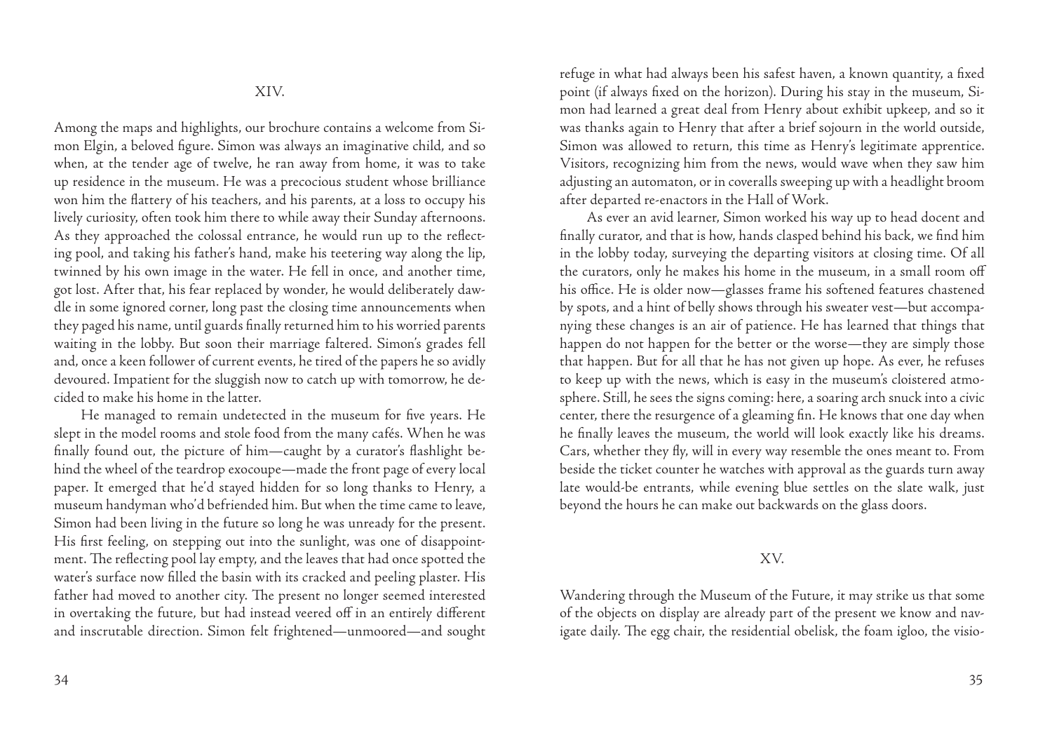## XIV.

Among the maps and highlights, our brochure contains a welcome from Simon Elgin, a beloved figure. Simon was always an imaginative child, and so when, at the tender age of twelve, he ran away from home, it was to take up residence in the museum. He was a precocious student whose brilliance won him the flattery of his teachers, and his parents, at a loss to occupy his lively curiosity, often took him there to while away their Sunday afternoons. As they approached the colossal entrance, he would run up to the reflecting pool, and taking his father's hand, make his teetering way along the lip, twinned by his own image in the water. He fell in once, and another time, got lost. After that, his fear replaced by wonder, he would deliberately dawdle in some ignored corner, long past the closing time announcements when they paged his name, until guards finally returned him to his worried parents waiting in the lobby. But soon their marriage faltered. Simon's grades fell and, once a keen follower of current events, he tired of the papers he so avidly devoured. Impatient for the sluggish now to catch up with tomorrow, he decided to make his home in the latter.

He managed to remain undetected in the museum for five years. He slept in the model rooms and stole food from the many cafés. When he was finally found out, the picture of him—caught by a curator's flashlight behind the wheel of the teardrop exocoupe—made the front page of every local paper. It emerged that he'd stayed hidden for so long thanks to Henry, a museum handyman who'd befriended him. But when the time came to leave, Simon had been living in the future so long he was unready for the present. His first feeling, on stepping out into the sunlight, was one of disappointment. The reflecting pool lay empty, and the leaves that had once spotted the water's surface now filled the basin with its cracked and peeling plaster. His father had moved to another city. The present no longer seemed interested in overtaking the future, but had instead veered off in an entirely different and inscrutable direction. Simon felt frightened—unmoored—and sought refuge in what had always been his safest haven, a known quantity, a fixed point (if always fixed on the horizon). During his stay in the museum, Simon had learned a great deal from Henry about exhibit upkeep, and so it was thanks again to Henry that after a brief sojourn in the world outside, Simon was allowed to return, this time as Henry's legitimate apprentice. Visitors, recognizing him from the news, would wave when they saw him adjusting an automaton, or in coveralls sweeping up with a headlight broom after departed re-enactors in the Hall of Work.

As ever an avid learner, Simon worked his way up to head docent and finally curator, and that is how, hands clasped behind his back, we find him in the lobby today, surveying the departing visitors at closing time. Of all the curators, only he makes his home in the museum, in a small room off his office. He is older now—glasses frame his softened features chastened by spots, and a hint of belly shows through his sweater vest—but accompanying these changes is an air of patience. He has learned that things that happen do not happen for the better or the worse—they are simply those that happen. But for all that he has not given up hope. As ever, he refuses to keep up with the news, which is easy in the museum's cloistered atmosphere. Still, he sees the signs coming: here, a soaring arch snuck into a civic center, there the resurgence of a gleaming fin. He knows that one day when he finally leaves the museum, the world will look exactly like his dreams. Cars, whether they fly, will in every way resemble the ones meant to. From beside the ticket counter he watches with approval as the guards turn away late would-be entrants, while evening blue settles on the slate walk, just beyond the hours he can make out backwards on the glass doors.

## XV.

Wandering through the Museum of the Future, it may strike us that some of the objects on display are already part of the present we know and navigate daily. The egg chair, the residential obelisk, the foam igloo, the visio-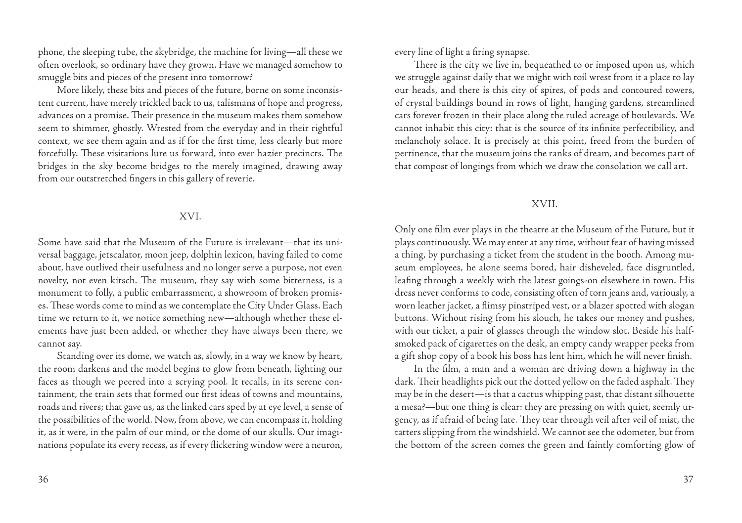phone, the sleeping tube, the skybridge, the machine for living—all these we often overlook, so ordinary have they grown. Have we managed somehow to smuggle bits and pieces of the present into tomorrow?

More likely, these bits and pieces of the future, borne on some inconsistent current, have merely trickled back to us, talismans of hope and progress, advances on a promise. Their presence in the museum makes them somehow seem to shimmer, ghostly. Wrested from the everyday and in their rightful context, we see them again and as if for the first time, less clearly but more forcefully. These visitations lure us forward, into ever hazier precincts. The bridges in the sky become bridges to the merely imagined, drawing away from our outstretched fingers in this gallery of reverie.

## XVI.

Some have said that the Museum of the Future is irrelevant—that its universal baggage, jetscalator, moon jeep, dolphin lexicon, having failed to come about, have outlived their usefulness and no longer serve a purpose, not even novelty, not even kitsch. The museum, they say with some bitterness, is a monument to folly, a public embarrassment, a showroom of broken promises. These words come to mind as we contemplate the City Under Glass. Each time we return to it, we notice something new—although whether these elements have just been added, or whether they have always been there, we cannot say.

Standing over its dome, we watch as, slowly, in a way we know by heart, the room darkens and the model begins to glow from beneath, lighting our faces as though we peered into a scrying pool. It recalls, in its serene containment, the train sets that formed our first ideas of towns and mountains, roads and rivers; that gave us, as the linked cars sped by at eye level, a sense of the possibilities of the world. Now, from above, we can encompass it, holding it, as it were, in the palm of our mind, or the dome of our skulls. Our imaginations populate its every recess, as if every flickering window were a neuron, every line of light a firing synapse.

There is the city we live in, bequeathed to or imposed upon us, which we struggle against daily that we might with toil wrest from it a place to lay our heads, and there is this city of spires, of pods and contoured towers, of crystal buildings bound in rows of light, hanging gardens, streamlined cars forever frozen in their place along the ruled acreage of boulevards. We cannot inhabit this city: that is the source of its infinite perfectibility, and melancholy solace. It is precisely at this point, freed from the burden of pertinence, that the museum joins the ranks of dream, and becomes part of that compost of longings from which we draw the consolation we call art.

## XVII.

Only one film ever plays in the theatre at the Museum of the Future, but it plays continuously. We may enter at any time, without fear of having missed a thing, by purchasing a ticket from the student in the booth. Among museum employees, he alone seems bored, hair disheveled, face disgruntled, leafing through a weekly with the latest goings-on elsewhere in town. His dress never conforms to code, consisting often of torn jeans and, variously, a worn leather jacket, a flimsy pinstriped vest, or a blazer spotted with slogan buttons. Without rising from his slouch, he takes our money and pushes, with our ticket, a pair of glasses through the window slot. Beside his half-smoked pack of cigarettes on the desk, an empty candy wrapper peeks from a gift shop copy of a book his boss has lent him, which he will never finish.

In the film, a man and a woman are driving down a highway in the dark. Their headlights pick out the dotted yellow on the faded asphalt. They may be in the desert—is that a cactus whipping past, that distant silhouette a mesa?—but one thing is clear: they are pressing on with quiet, seemly urgency, as if afraid of being late. They tear through veil after veil of mist, the tatters slipping from the windshield. We cannot see the odometer, but from the bottom of the screen comes the green and faintly comforting glow of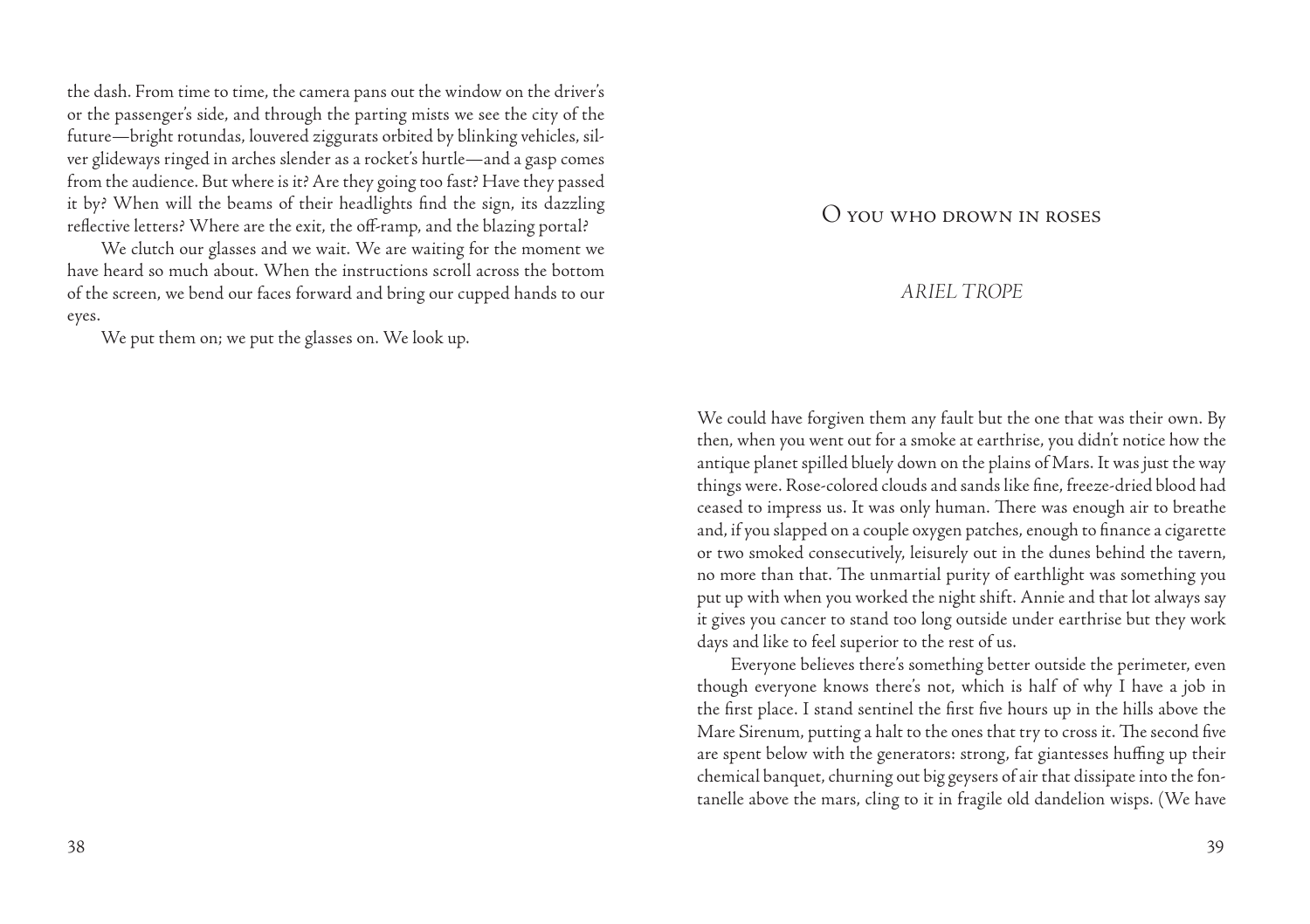the dash. From time to time, the camera pans out the window on the driver's or the passenger's side, and through the parting mists we see the city of the future—bright rotundas, louvered ziggurats orbited by blinking vehicles, silver glideways ringed in arches slender as a rocket's hurtle—and a gasp comes from the audience. But where is it? Are they going too fast? Have they passed it by? When will the beams of their headlights find the sign, its dazzling reflective letters? Where are the exit, the off-ramp, and the blazing portal?

We clutch our glasses and we wait. We are waiting for the moment we have heard so much about. When the instructions scroll across the bottom of the screen, we bend our faces forward and bring our cupped hands to our eyes.

We put them on; we put the glasses on. We look up.

# O you who drown in roses

*ARIEL TROPE*

We could have forgiven them any fault but the one that was their own. By then, when you went out for a smoke at earthrise, you didn't notice how the antique planet spilled bluely down on the plains of Mars. It was just the way things were. Rose-colored clouds and sands like fine, freeze-dried blood had ceased to impress us. It was only human. There was enough air to breathe and, if you slapped on a couple oxygen patches, enough to finance a cigarette or two smoked consecutively, leisurely out in the dunes behind the tavern, no more than that. The unmartial purity of earthlight was something you put up with when you worked the night shift. Annie and that lot always say it gives you cancer to stand too long outside under earthrise but they work days and like to feel superior to the rest of us.

Everyone believes there's something better outside the perimeter, even though everyone knows there's not, which is half of why I have a job in the first place. I stand sentinel the first five hours up in the hills above the Mare Sirenum, putting a halt to the ones that try to cross it. The second five are spent below with the generators: strong, fat giantesses huffing up their chemical banquet, churning out big geysers of air that dissipate into the fontanelle above the mars, cling to it in fragile old dandelion wisps. (We have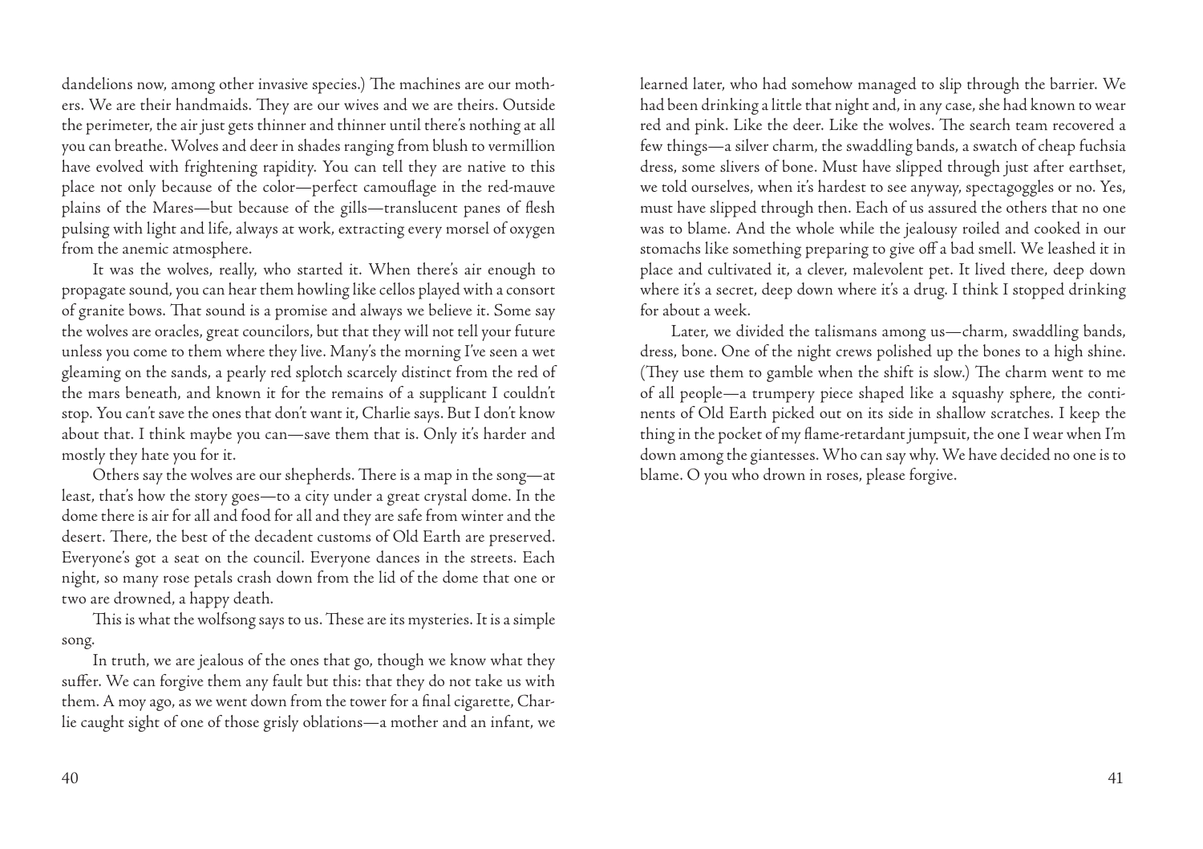dandelions now, among other invasive species.) The machines are our mothers. We are their handmaids. They are our wives and we are theirs. Outside the perimeter, the air just gets thinner and thinner until there's nothing at all you can breathe. Wolves and deer in shades ranging from blush to vermillion have evolved with frightening rapidity. You can tell they are native to this place not only because of the color—perfect camouflage in the red-mauve plains of the Mares—but because of the gills—translucent panes of flesh pulsing with light and life, always at work, extracting every morsel of oxygen from the anemic atmosphere.

It was the wolves, really, who started it. When there's air enough to propagate sound, you can hear them howling like cellos played with a consort of granite bows. That sound is a promise and always we believe it. Some say the wolves are oracles, great councilors, but that they will not tell your future unless you come to them where they live. Many's the morning I've seen a wet gleaming on the sands, a pearly red splotch scarcely distinct from the red of the mars beneath, and known it for the remains of a supplicant I couldn't stop. You can't save the ones that don't want it, Charlie says. But I don't know about that. I think maybe you can—save them that is. Only it's harder and mostly they hate you for it.

Others say the wolves are our shepherds. There is a map in the song—at least, that's how the story goes—to a city under a great crystal dome. In the dome there is air for all and food for all and they are safe from winter and the desert. There, the best of the decadent customs of Old Earth are preserved. Everyone's got a seat on the council. Everyone dances in the streets. Each night, so many rose petals crash down from the lid of the dome that one or two are drowned, a happy death.

This is what the wolfsong says to us. These are its mysteries. It is a simple song.

In truth, we are jealous of the ones that go, though we know what they suffer. We can forgive them any fault but this: that they do not take us with them. A moy ago, as we went down from the tower for a final cigarette, Charlie caught sight of one of those grisly oblations—a mother and an infant, we learned later, who had somehow managed to slip through the barrier. We had been drinking a little that night and, in any case, she had known to wear red and pink. Like the deer. Like the wolves. The search team recovered a few things—a silver charm, the swaddling bands, a swatch of cheap fuchsia dress, some slivers of bone. Must have slipped through just after earthset, we told ourselves, when it's hardest to see anyway, spectagoggles or no. Yes, must have slipped through then. Each of us assured the others that no one was to blame. And the whole while the jealousy roiled and cooked in our stomachs like something preparing to give off a bad smell. We leashed it in place and cultivated it, a clever, malevolent pet. It lived there, deep down where it's a secret, deep down where it's a drug. I think I stopped drinking for about a week.

Later, we divided the talismans among us—charm, swaddling bands, dress, bone. One of the night crews polished up the bones to a high shine. (They use them to gamble when the shift is slow.) The charm went to me of all people—a trumpery piece shaped like a squashy sphere, the continents of Old Earth picked out on its side in shallow scratches. I keep the thing in the pocket of my flame-retardant jumpsuit, the one I wear when I'm down among the giantesses. Who can say why. We have decided no one is to blame. O you who drown in roses, please forgive.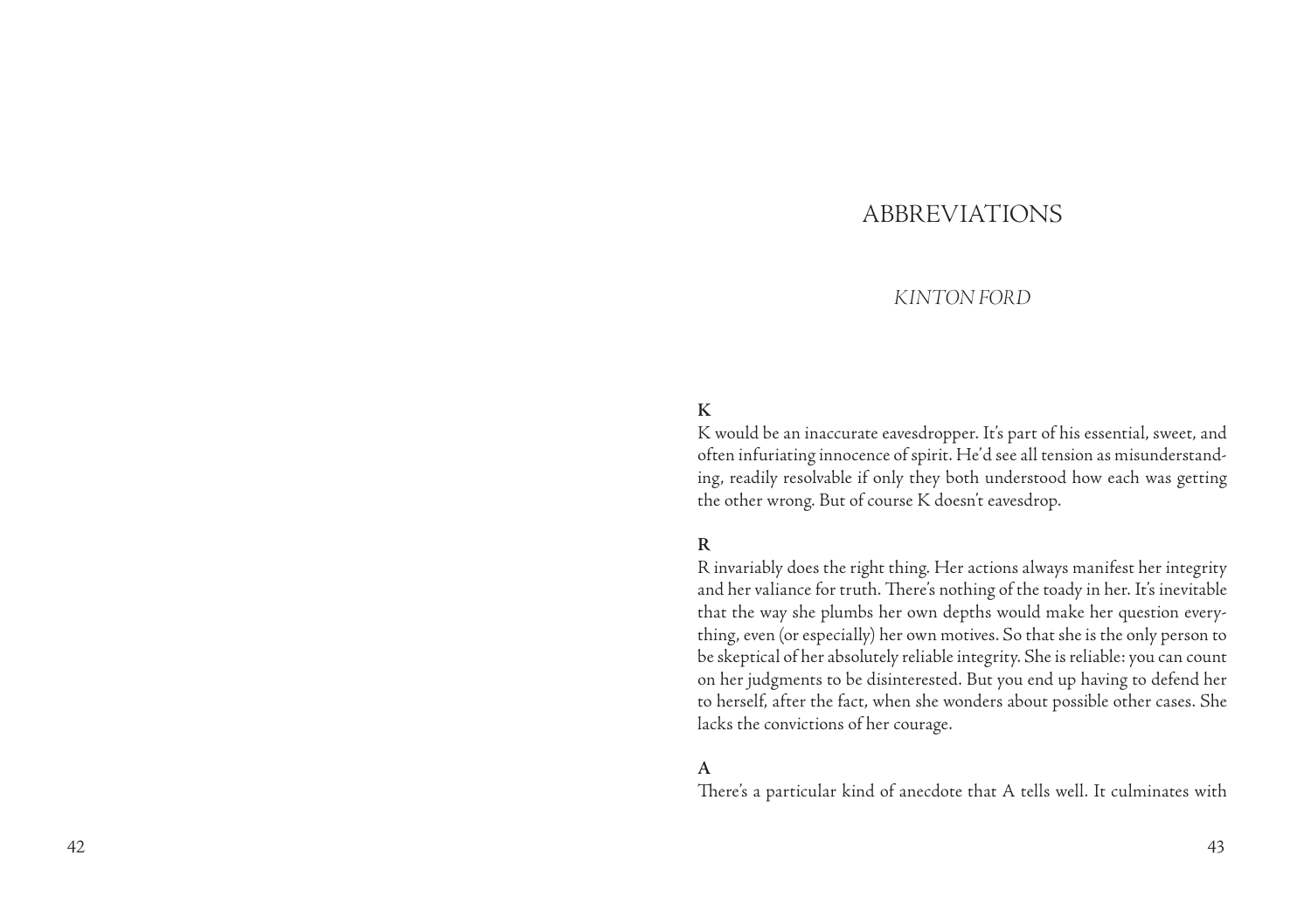# ABBREVIATIONS

*KINTON FORD*

**K**

K would be an inaccurate eavesdropper. It's part of his essential, sweet, and often infuriating innocence of spirit. He'd see all tension as misunderstanding, readily resolvable if only they both understood how each was getting the other wrong. But of course K doesn't eavesdrop.

**R**

R invariably does the right thing. Her actions always manifest her integrity and her valiance for truth. There's nothing of the toady in her. It's inevitable that the way she plumbs her own depths would make her question everything, even (or especially) her own motives. So that she is the only person to be skeptical of her absolutely reliable integrity. She is reliable: you can count on her judgments to be disinterested. But you end up having to defend her to herself, after the fact, when she wonders about possible other cases. She lacks the convictions of her courage.

**A**

There's a particular kind of anecdote that A tells well. It culminates with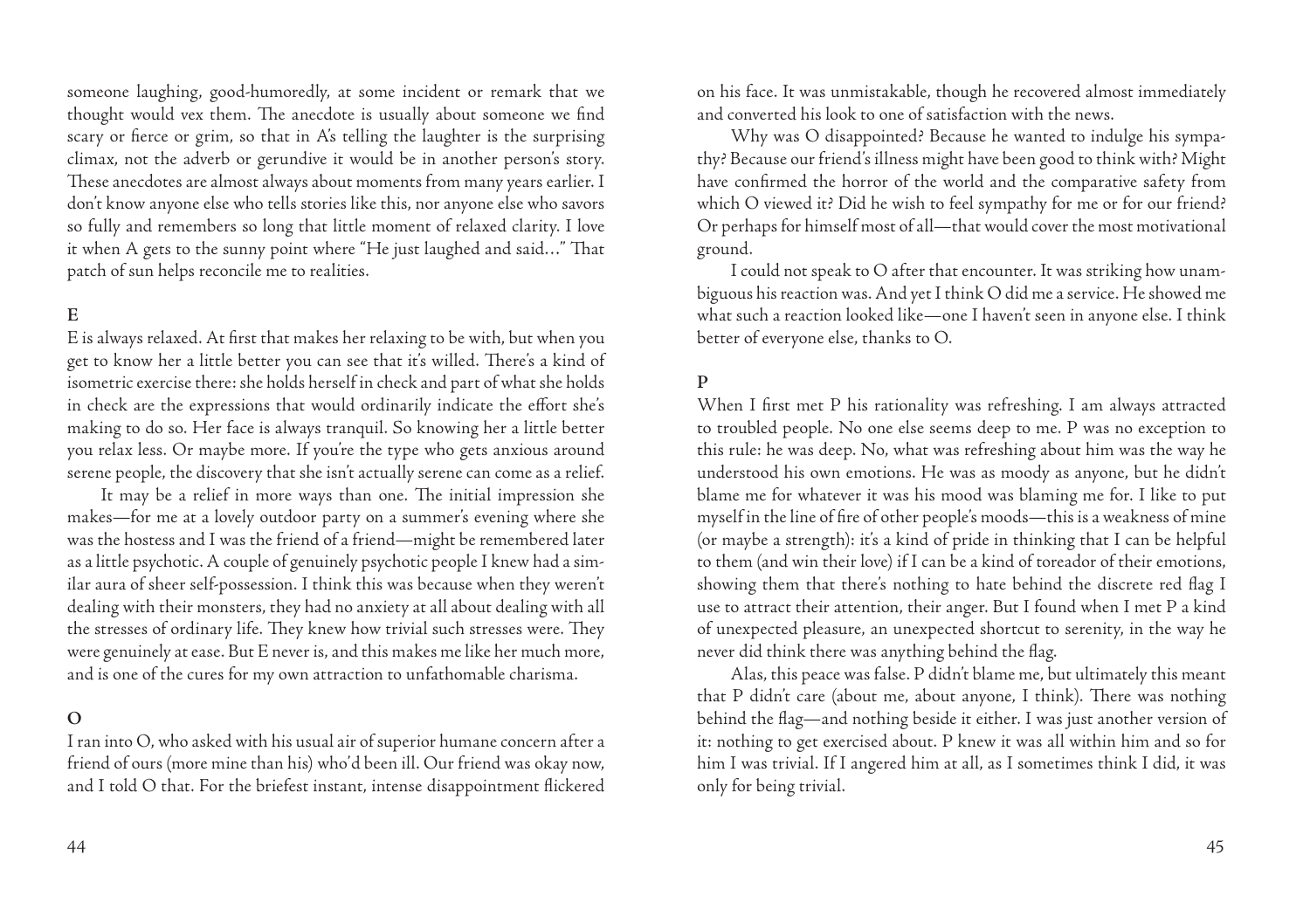someone laughing, good-humoredly, at some incident or remark that we thought would vex them. The anecdote is usually about someone we find scary or fierce or grim, so that in A's telling the laughter is the surprising climax, not the adverb or gerundive it would be in another person's story. These anecdotes are almost always about moments from many years earlier. I don't know anyone else who tells stories like this, nor anyone else who savors so fully and remembers so long that little moment of relaxed clarity. I love it when A gets to the sunny point where "He just laughed and said…" That patch of sun helps reconcile me to realities.

**E**

E is always relaxed. At first that makes her relaxing to be with, but when you get to know her a little better you can see that it's willed. There's a kind of isometric exercise there: she holds herself in check and part of what she holds in check are the expressions that would ordinarily indicate the effort she's making to do so. Her face is always tranquil. So knowing her a little better you relax less. Or maybe more. If you're the type who gets anxious around serene people, the discovery that she isn't actually serene can come as a relief.

It may be a relief in more ways than one. The initial impression she makes—for me at a lovely outdoor party on a summer's evening where she was the hostess and I was the friend of a friend—might be remembered later as a little psychotic. A couple of genuinely psychotic people I knew had a similar aura of sheer self-possession. I think this was because when they weren't dealing with their monsters, they had no anxiety at all about dealing with all the stresses of ordinary life. They knew how trivial such stresses were. They were genuinely at ease. But E never is, and this makes me like her much more, and is one of the cures for my own attraction to unfathomable charisma.

**O**

I ran into O, who asked with his usual air of superior humane concern after a friend of ours (more mine than his) who'd been ill. Our friend was okay now, and I told O that. For the briefest instant, intense disappointment flickered on his face. It was unmistakable, though he recovered almost immediately and converted his look to one of satisfaction with the news.

Why was O disappointed? Because he wanted to indulge his sympathy? Because our friend's illness might have been good to think with? Might have confirmed the horror of the world and the comparative safety from which O viewed it? Did he wish to feel sympathy for me or for our friend? Or perhaps for himself most of all—that would cover the most motivational ground.

I could not speak to O after that encounter. It was striking how unambiguous his reaction was. And yet I think O did me a service. He showed me what such a reaction looked like—one I haven't seen in anyone else. I think better of everyone else, thanks to O.

**P**

When I first met P his rationality was refreshing. I am always attracted to troubled people. No one else seems deep to me. P was no exception to this rule: he was deep. No, what was refreshing about him was the way he understood his own emotions. He was as moody as anyone, but he didn't blame me for whatever it was his mood was blaming me for. I like to put myself in the line of fire of other people's moods—this is a weakness of mine (or maybe a strength): it's a kind of pride in thinking that I can be helpful to them (and win their love) if I can be a kind of toreador of their emotions, showing them that there's nothing to hate behind the discrete red flag I use to attract their attention, their anger. But I found when I met P a kind of unexpected pleasure, an unexpected shortcut to serenity, in the way he never did think there was anything behind the flag.

Alas, this peace was false. P didn't blame me, but ultimately this meant that P didn't care (about me, about anyone, I think). There was nothing behind the flag—and nothing beside it either. I was just another version of it: nothing to get exercised about. P knew it was all within him and so for him I was trivial. If I angered him at all, as I sometimes think I did, it was only for being trivial.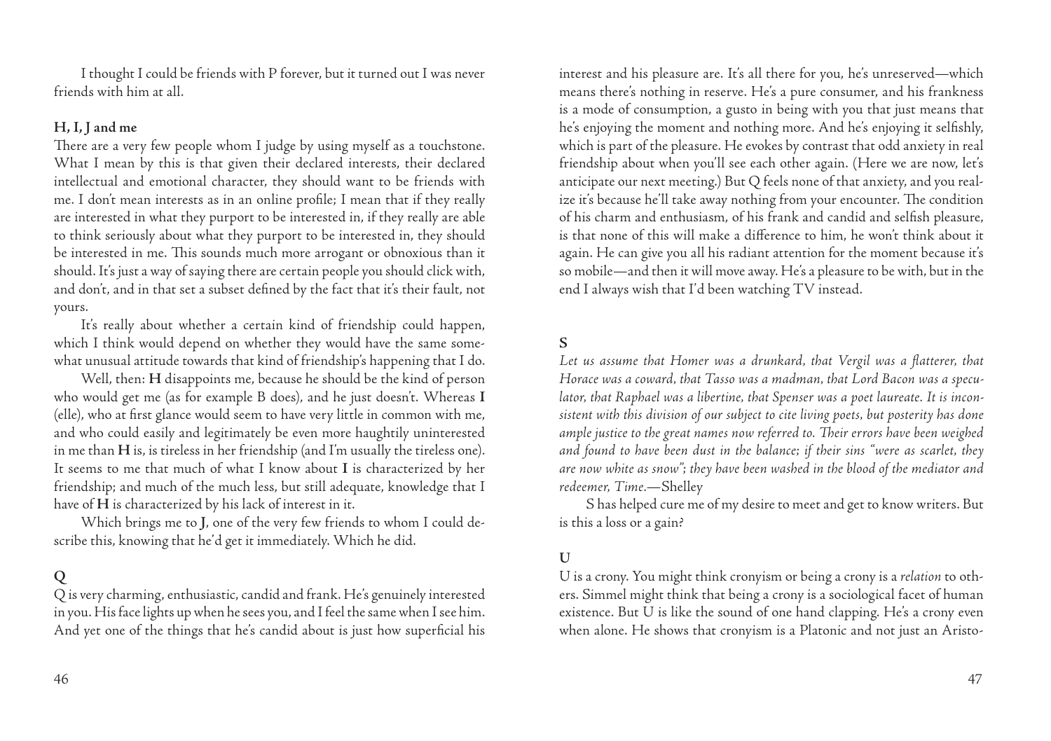I thought I could be friends with P forever, but it turned out I was never friends with him at all.

### H, I, J and me

There are a very few people whom I judge by using myself as a touchstone. What I mean by this is that given their declared interests, their declared intellectual and emotional character, they should want to be friends with me. I don't mean interests as in an online profile; I mean that if they really are interested in what they purport to be interested in, if they really are able to think seriously about what they purport to be interested in, they should be interested in me. This sounds much more arrogant or obnoxious than it should. It's just a way of saying there are certain people you should click with, and don't, and in that set a subset defined by the fact that it's their fault, not yours.

It's really about whether a certain kind of friendship could happen, which I think would depend on whether they would have the same somewhat unusual attitude towards that kind of friendship's happening that I do.

Well, then: **H** disappoints me, because he should be the kind of person who would get me (as for example B does), and he just doesn't. Whereas **I** (elle), who at first glance would seem to have very little in common with me, and who could easily and legitimately be even more haughtily uninterested in me than **H** is, is tireless in her friendship (and I'm usually the tireless one). It seems to me that much of what I know about **I** is characterized by her friendship; and much of the much less, but still adequate, knowledge that I have of **H** is characterized by his lack of interest in it.

Which brings me to **J**, one of the very few friends to whom I could describe this, knowing that he'd get it immediately. Which he did.

### Q

Q is very charming, enthusiastic, candid and frank. He's genuinely interested in you. His face lights up when he sees you, and I feel the same when I see him. And yet one of the things that he's candid about is just how superficial his interest and his pleasure are. It's all there for you, he's unreserved—which means there's nothing in reserve. He's a pure consumer, and his frankness is a mode of consumption, a gusto in being with you that just means that he's enjoying the moment and nothing more. And he's enjoying it selfishly, which is part of the pleasure. He evokes by contrast that odd anxiety in real friendship about when you'll see each other again. (Here we are now, let's anticipate our next meeting.) But Q feels none of that anxiety, and you realize it's because he'll take away nothing from your encounter. The condition of his charm and enthusiasm, of his frank and candid and selfish pleasure, is that none of this will make a difference to him, he won't think about it again. He can give you all his radiant attention for the moment because it's so mobile—and then it will move away. He's a pleasure to be with, but in the end I always wish that I'd been watching TV instead.

### S

*Let us assume that Homer was a drunkard, that Vergil was a flatterer, that Horace was a coward, that Tasso was a madman, that Lord Bacon was a speculator, that Raphael was a libertine, that Spenser was a poet laureate. It is inconsistent with this division of our subject to cite living poets, but posterity has done ample justice to the great names now referred to. Their errors have been weighed and found to have been dust in the balance; if their sins "were as scarlet, they are now white as snow"; they have been washed in the blood of the mediator and redeemer, Time.*—Shelley

S has helped cure me of my desire to meet and get to know writers. But is this a loss or a gain?

### U

U is a crony. You might think cronyism or being a crony is a *relation* to others. Simmel might think that being a crony is a sociological facet of human existence. But U is like the sound of one hand clapping. He's a crony even when alone. He shows that cronyism is a Platonic and not just an Aristo-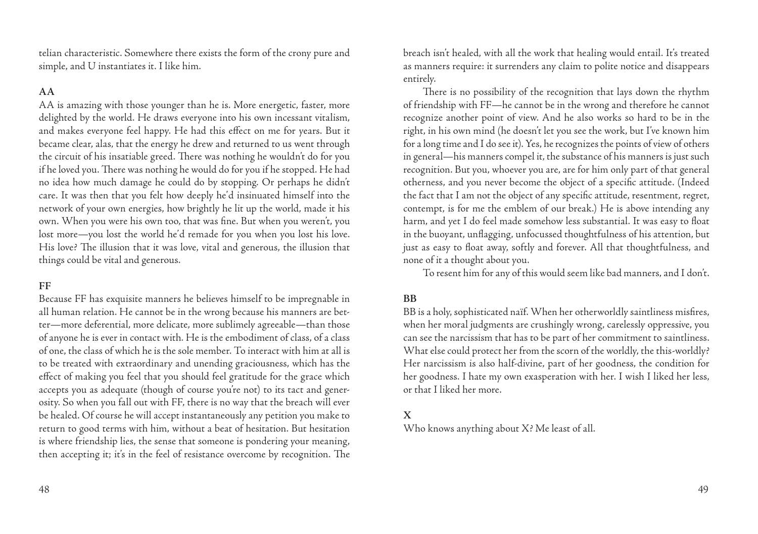telian characteristic. Somewhere there exists the form of the crony pure and simple, and U instantiates it. I like him.

**AA**

AA is amazing with those younger than he is. More energetic, faster, more delighted by the world. He draws everyone into his own incessant vitalism, and makes everyone feel happy. He had this effect on me for years. But it became clear, alas, that the energy he drew and returned to us went through the circuit of his insatiable greed. There was nothing he wouldn't do for you if he loved you. There was nothing he would do for you if he stopped. He had no idea how much damage he could do by stopping. Or perhaps he didn't care. It was then that you felt how deeply he'd insinuated himself into the network of your own energies, how brightly he lit up the world, made it his own. When you were his own too, that was fine. But when you weren't, you lost more—you lost the world he'd remade for you when you lost his love. His love? The illusion that it was love, vital and generous, the illusion that things could be vital and generous.

**FF**

Because FF has exquisite manners he believes himself to be impregnable in all human relation. He cannot be in the wrong because his manners are better—more deferential, more delicate, more sublimely agreeable—than those of anyone he is ever in contact with. He is the embodiment of class, of a class of one, the class of which he is the sole member. To interact with him at all is to be treated with extraordinary and unending graciousness, which has the effect of making you feel that you should feel gratitude for the grace which accepts you as adequate (though of course you're not) to its tact and generosity. So when you fall out with FF, there is no way that the breach will ever be healed. Of course he will accept instantaneously any petition you make to return to good terms with him, without a beat of hesitation. But hesitation is where friendship lies, the sense that someone is pondering your meaning, then accepting it; it's in the feel of resistance overcome by recognition. The breach isn't healed, with all the work that healing would entail. It's treated as manners require: it surrenders any claim to polite notice and disappears entirely.

There is no possibility of the recognition that lays down the rhythm of friendship with FF—he cannot be in the wrong and therefore he cannot recognize another point of view. And he also works so hard to be in the right, in his own mind (he doesn't let you see the work, but I've known him for a long time and I do see it). Yes, he recognizes the points of view of others in general—his manners compel it, the substance of his manners is just such recognition. But you, whoever you are, are for him only part of that general otherness, and you never become the object of a specific attitude. (Indeed the fact that I am not the object of any specific attitude, resentment, regret, contempt, is for me the emblem of our break.) He is above intending any harm, and yet I do feel made somehow less substantial. It was easy to float in the buoyant, unflagging, unfocussed thoughtfulness of his attention, but just as easy to float away, softly and forever. All that thoughtfulness, and none of it a thought about you.

To resent him for any of this would seem like bad manners, and I don't.

**BB**

BB is a holy, sophisticated naïf. When her otherworldly saintliness misfires, when her moral judgments are crushingly wrong, carelessly oppressive, you can see the narcissism that has to be part of her commitment to saintliness. What else could protect her from the scorn of the worldly, the this-worldly? Her narcissism is also half-divine, part of her goodness, the condition for her goodness. I hate my own exasperation with her. I wish I liked her less, or that I liked her more.

**X**

Who knows anything about X? Me least of all.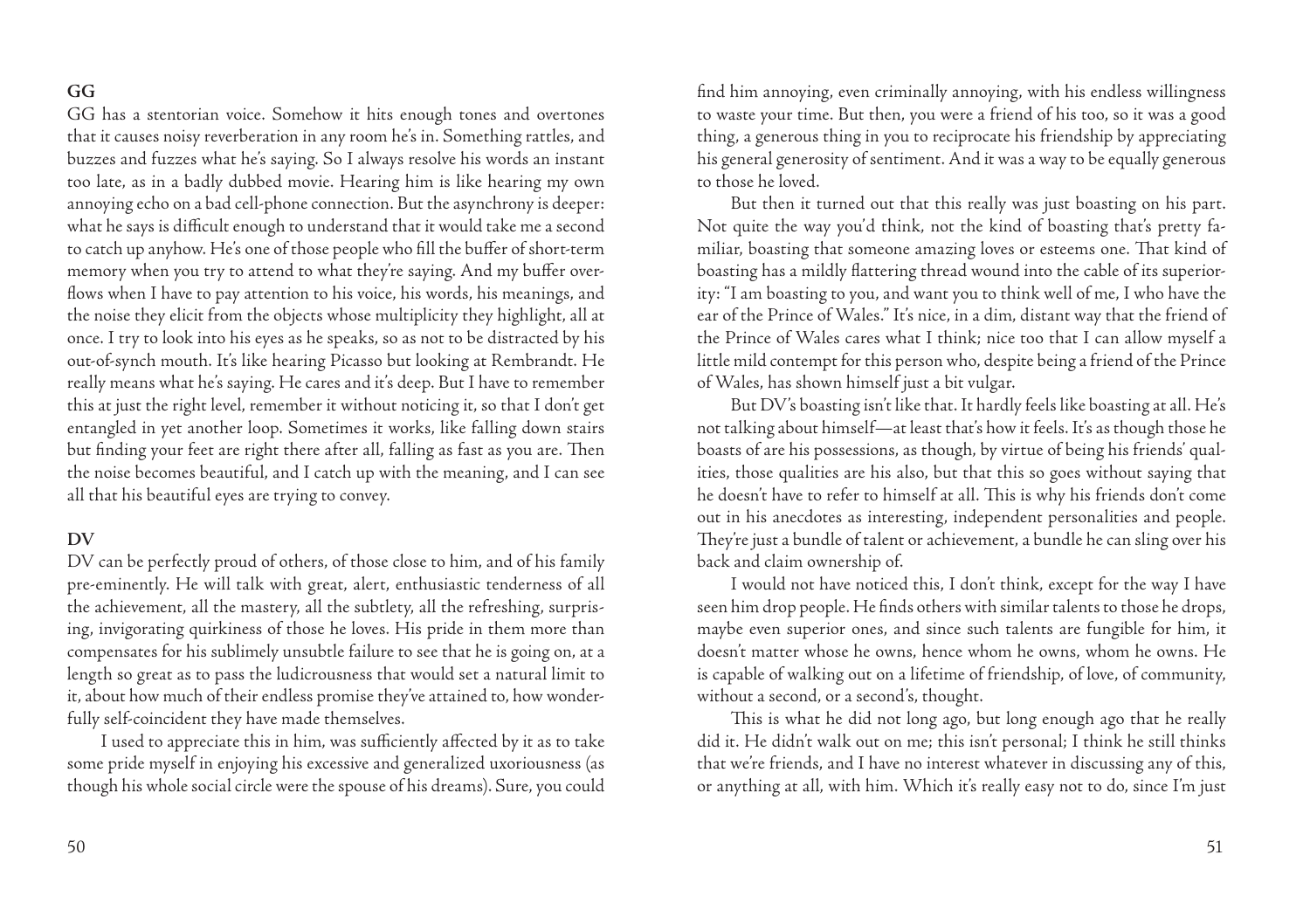### GG

GG has a stentorian voice. Somehow it hits enough tones and overtones that it causes noisy reverberation in any room he's in. Something rattles, and buzzes and fuzzes what he's saying. So I always resolve his words an instant too late, as in a badly dubbed movie. Hearing him is like hearing my own annoying echo on a bad cell-phone connection. But the asynchrony is deeper: what he says is difficult enough to understand that it would take me a second to catch up anyhow. He's one of those people who fill the buffer of short-term memory when you try to attend to what they're saying. And my buffer overflows when I have to pay attention to his voice, his words, his meanings, and the noise they elicit from the objects whose multiplicity they highlight, all at once. I try to look into his eyes as he speaks, so as not to be distracted by his out-of-synch mouth. It's like hearing Picasso but looking at Rembrandt. He really means what he's saying. He cares and it's deep. But I have to remember this at just the right level, remember it without noticing it, so that I don't get entangled in yet another loop. Sometimes it works, like falling down stairs but finding your feet are right there after all, falling as fast as you are. Then the noise becomes beautiful, and I catch up with the meaning, and I can see all that his beautiful eyes are trying to convey.

### DV

DV can be perfectly proud of others, of those close to him, and of his family pre-eminently. He will talk with great, alert, enthusiastic tenderness of all the achievement, all the mastery, all the subtlety, all the refreshing, surprising, invigorating quirkiness of those he loves. His pride in them more than compensates for his sublimely unsubtle failure to see that he is going on, at a length so great as to pass the ludicrousness that would set a natural limit to it, about how much of their endless promise they've attained to, how wonderfully self-coincident they have made themselves.

I used to appreciate this in him, was sufficiently affected by it as to take some pride myself in enjoying his excessive and generalized uxoriousness (as though his whole social circle were the spouse of his dreams). Sure, you could find him annoying, even criminally annoying, with his endless willingness to waste your time. But then, you were a friend of his too, so it was a good thing, a generous thing in you to reciprocate his friendship by appreciating his general generosity of sentiment. And it was a way to be equally generous to those he loved.

But then it turned out that this really was just boasting on his part. Not quite the way you'd think, not the kind of boasting that's pretty familiar, boasting that someone amazing loves or esteems one. That kind of boasting has a mildly flattering thread wound into the cable of its superiority: "I am boasting to you, and want you to think well of me, I who have the ear of the Prince of Wales." It's nice, in a dim, distant way that the friend of the Prince of Wales cares what I think; nice too that I can allow myself a little mild contempt for this person who, despite being a friend of the Prince of Wales, has shown himself just a bit vulgar.

But DV's boasting isn't like that. It hardly feels like boasting at all. He's not talking about himself—at least that's how it feels. It's as though those he boasts of are his possessions, as though, by virtue of being his friends' qualities, those qualities are his also, but that this so goes without saying that he doesn't have to refer to himself at all. This is why his friends don't come out in his anecdotes as interesting, independent personalities and people. They're just a bundle of talent or achievement, a bundle he can sling over his back and claim ownership of.

I would not have noticed this, I don't think, except for the way I have seen him drop people. He finds others with similar talents to those he drops, maybe even superior ones, and since such talents are fungible for him, it doesn't matter whose he owns, hence whom he owns, whom he owns. He is capable of walking out on a lifetime of friendship, of love, of community, without a second, or a second's, thought.

This is what he did not long ago, but long enough ago that he really did it. He didn't walk out on me; this isn't personal; I think he still thinks that we're friends, and I have no interest whatever in discussing any of this, or anything at all, with him. Which it's really easy not to do, since I'm just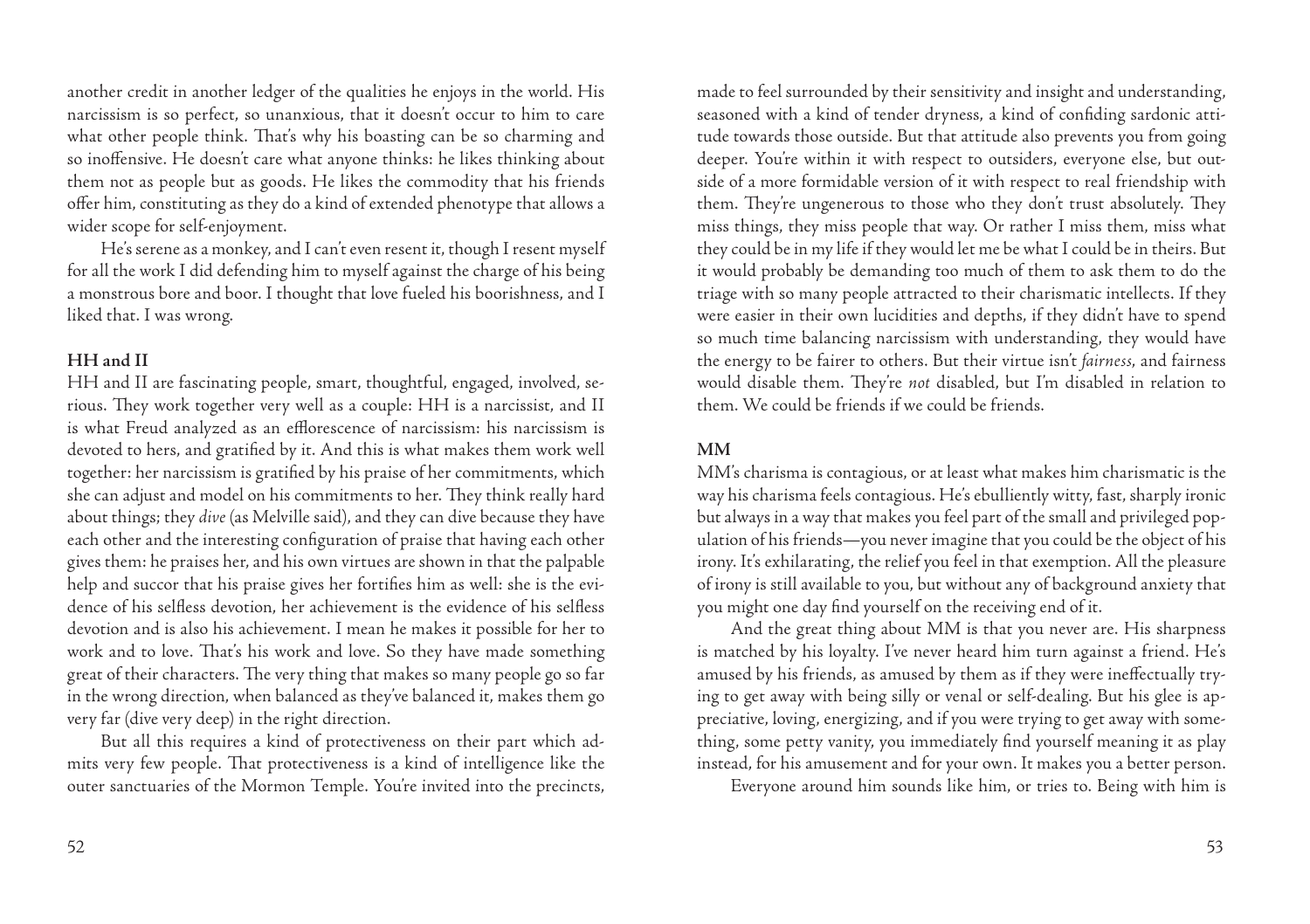another credit in another ledger of the qualities he enjoys in the world. His narcissism is so perfect, so unanxious, that it doesn't occur to him to care what other people think. That's why his boasting can be so charming and so inoffensive. He doesn't care what anyone thinks: he likes thinking about them not as people but as goods. He likes the commodity that his friends offer him, constituting as they do a kind of extended phenotype that allows a wider scope for self-enjoyment.

He's serene as a monkey, and I can't even resent it, though I resent myself for all the work I did defending him to myself against the charge of his being a monstrous bore and boor. I thought that love fueled his boorishness, and I liked that. I was wrong.

**HH and II**

HH and II are fascinating people, smart, thoughtful, engaged, involved, serious. They work together very well as a couple: HH is a narcissist, and II is what Freud analyzed as an efflorescence of narcissism: his narcissism is devoted to hers, and gratified by it. And this is what makes them work well together: her narcissism is gratified by his praise of her commitments, which she can adjust and model on his commitments to her. They think really hard about things; they *dive* (as Melville said), and they can dive because they have each other and the interesting configuration of praise that having each other gives them: he praises her, and his own virtues are shown in that the palpable help and succor that his praise gives her fortifies him as well: she is the evidence of his selfless devotion, her achievement is the evidence of his selfless devotion and is also his achievement. I mean he makes it possible for her to work and to love. That's his work and love. So they have made something great of their characters. The very thing that makes so many people go so far in the wrong direction, when balanced as they've balanced it, makes them go very far (dive very deep) in the right direction.

But all this requires a kind of protectiveness on their part which admits very few people. That protectiveness is a kind of intelligence like the outer sanctuaries of the Mormon Temple. You're invited into the precincts, made to feel surrounded by their sensitivity and insight and understanding, seasoned with a kind of tender dryness, a kind of confiding sardonic attitude towards those outside. But that attitude also prevents you from going deeper. You're within it with respect to outsiders, everyone else, but outside of a more formidable version of it with respect to real friendship with them. They're ungenerous to those who they don't trust absolutely. They miss things, they miss people that way. Or rather I miss them, miss what they could be in my life if they would let me be what I could be in theirs. But it would probably be demanding too much of them to ask them to do the triage with so many people attracted to their charismatic intellects. If they were easier in their own lucidities and depths, if they didn't have to spend so much time balancing narcissism with understanding, they would have the energy to be fairer to others. But their virtue isn't *fairness*, and fairness would disable them. They're *not* disabled, but I'm disabled in relation to them. We could be friends if we could be friends.

**MM**

MM's charisma is contagious, or at least what makes him charismatic is the way his charisma feels contagious. He's ebulliently witty, fast, sharply ironic but always in a way that makes you feel part of the small and privileged population of his friends—you never imagine that you could be the object of his irony. It's exhilarating, the relief you feel in that exemption. All the pleasure of irony is still available to you, but without any of background anxiety that you might one day find yourself on the receiving end of it.

And the great thing about MM is that you never are. His sharpness is matched by his loyalty. I've never heard him turn against a friend. He's amused by his friends, as amused by them as if they were ineffectually trying to get away with being silly or venal or self-dealing. But his glee is appreciative, loving, energizing, and if you were trying to get away with something, some petty vanity, you immediately find yourself meaning it as play instead, for his amusement and for your own. It makes you a better person.

Everyone around him sounds like him, or tries to. Being with him is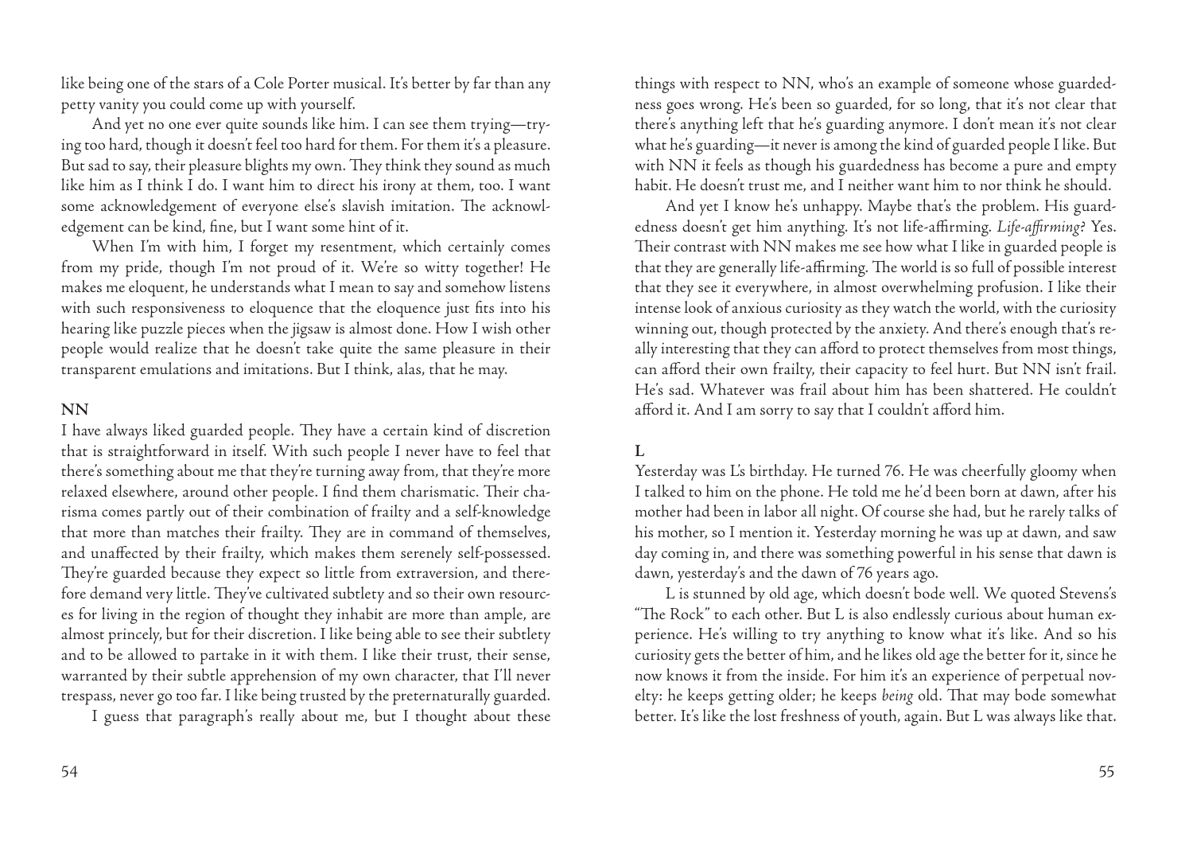like being one of the stars of a Cole Porter musical. It's better by far than any petty vanity you could come up with yourself.

And yet no one ever quite sounds like him. I can see them trying—trying too hard, though it doesn't feel too hard for them. For them it's a pleasure. But sad to say, their pleasure blights my own. They think they sound as much like him as I think I do. I want him to direct his irony at them, too. I want some acknowledgement of everyone else's slavish imitation. The acknowledgement can be kind, fine, but I want some hint of it.

When I'm with him, I forget my resentment, which certainly comes from my pride, though I'm not proud of it. We're so witty together! He makes me eloquent, he understands what I mean to say and somehow listens with such responsiveness to eloquence that the eloquence just fits into his hearing like puzzle pieces when the jigsaw is almost done. How I wish other people would realize that he doesn't take quite the same pleasure in their transparent emulations and imitations. But I think, alas, that he may.

**NN**

I have always liked guarded people. They have a certain kind of discretion that is straightforward in itself. With such people I never have to feel that there's something about me that they're turning away from, that they're more relaxed elsewhere, around other people. I find them charismatic. Their charisma comes partly out of their combination of frailty and a self-knowledge that more than matches their frailty. They are in command of themselves, and unaffected by their frailty, which makes them serenely self-possessed. They're guarded because they expect so little from extraversion, and therefore demand very little. They've cultivated subtlety and so their own resources for living in the region of thought they inhabit are more than ample, are almost princely, but for their discretion. I like being able to see their subtlety and to be allowed to partake in it with them. I like their trust, their sense, warranted by their subtle apprehension of my own character, that I'll never trespass, never go too far. I like being trusted by the preternaturally guarded.

I guess that paragraph's really about me, but I thought about these things with respect to NN, who's an example of someone whose guardedness goes wrong. He's been so guarded, for so long, that it's not clear that there's anything left that he's guarding anymore. I don't mean it's not clear what he's guarding—it never is among the kind of guarded people I like. But with NN it feels as though his guardedness has become a pure and empty habit. He doesn't trust me, and I neither want him to nor think he should.

And yet I know he's unhappy. Maybe that's the problem. His guardedness doesn't get him anything. It's not life-affirming. *Life-affirming?* Yes. Their contrast with NN makes me see how what I like in guarded people is that they are generally life-affirming. The world is so full of possible interest that they see it everywhere, in almost overwhelming profusion. I like their intense look of anxious curiosity as they watch the world, with the curiosity winning out, though protected by the anxiety. And there's enough that's really interesting that they can afford to protect themselves from most things, can afford their own frailty, their capacity to feel hurt. But NN isn't frail. He's sad. Whatever was frail about him has been shattered. He couldn't afford it. And I am sorry to say that I couldn't afford him.

**L**

Yesterday was L's birthday. He turned 76. He was cheerfully gloomy when I talked to him on the phone. He told me he'd been born at dawn, after his mother had been in labor all night. Of course she had, but he rarely talks of his mother, so I mention it. Yesterday morning he was up at dawn, and saw day coming in, and there was something powerful in his sense that dawn is dawn, yesterday's and the dawn of 76 years ago.

L is stunned by old age, which doesn't bode well. We quoted Stevens's "The Rock" to each other. But L is also endlessly curious about human experience. He's willing to try anything to know what it's like. And so his curiosity gets the better of him, and he likes old age the better for it, since he now knows it from the inside. For him it's an experience of perpetual novelty: he keeps getting older; he keeps *being* old. That may bode somewhat better. It's like the lost freshness of youth, again. But L was always like that.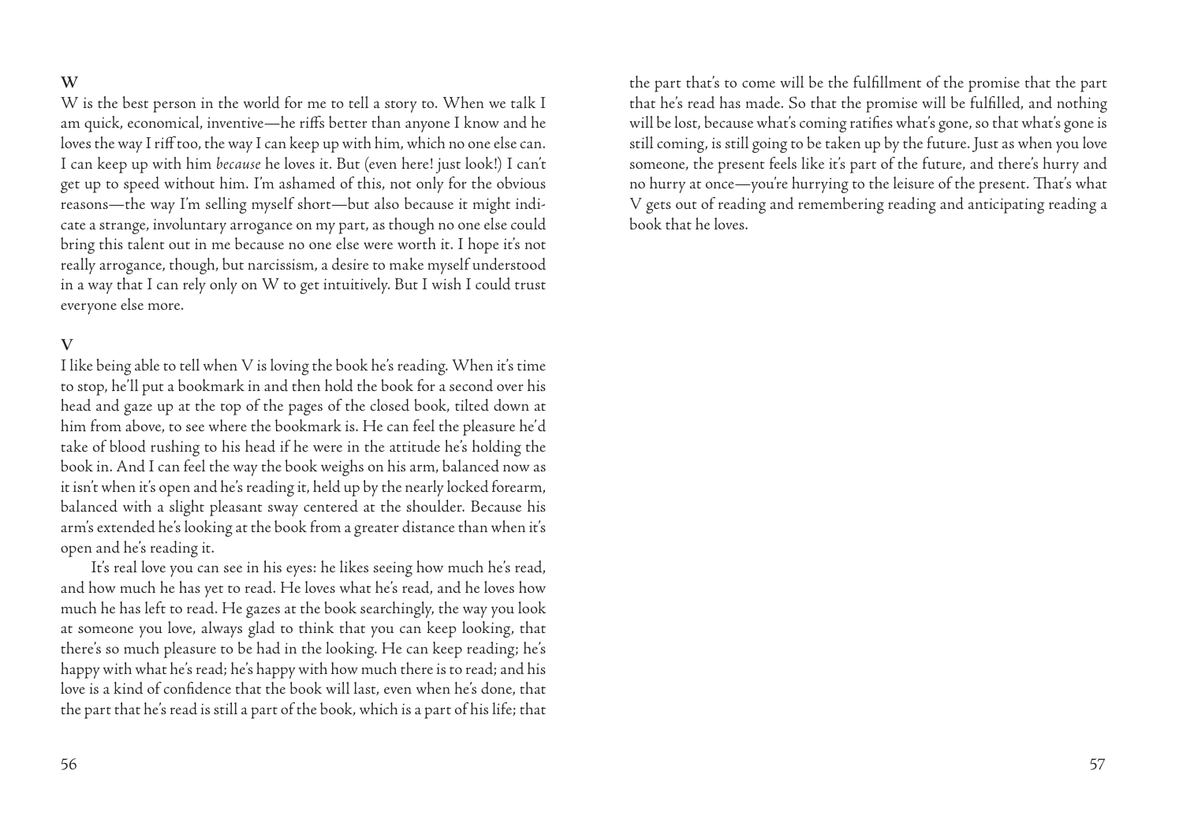**W**

W is the best person in the world for me to tell a story to. When we talk I am quick, economical, inventive—he riffs better than anyone I know and he loves the way I riff too, the way I can keep up with him, which no one else can. I can keep up with him *because* he loves it. But (even here! just look!) I can't get up to speed without him. I'm ashamed of this, not only for the obvious reasons—the way I'm selling myself short—but also because it might indicate a strange, involuntary arrogance on my part, as though no one else could bring this talent out in me because no one else were worth it. I hope it's not really arrogance, though, but narcissism, a desire to make myself understood in a way that I can rely only on W to get intuitively. But I wish I could trust everyone else more.

**V**

I like being able to tell when V is loving the book he's reading. When it's time to stop, he'll put a bookmark in and then hold the book for a second over his head and gaze up at the top of the pages of the closed book, tilted down at him from above, to see where the bookmark is. He can feel the pleasure he'd take of blood rushing to his head if he were in the attitude he's holding the book in. And I can feel the way the book weighs on his arm, balanced now as it isn't when it's open and he's reading it, held up by the nearly locked forearm, balanced with a slight pleasant sway centered at the shoulder. Because his arm's extended he's looking at the book from a greater distance than when it's open and he's reading it.

It's real love you can see in his eyes: he likes seeing how much he's read, and how much he has yet to read. He loves what he's read, and he loves how much he has left to read. He gazes at the book searchingly, the way you look at someone you love, always glad to think that you can keep looking, that there's so much pleasure to be had in the looking. He can keep reading; he's happy with what he's read; he's happy with how much there is to read; and his love is a kind of confidence that the book will last, even when he's done, that the part that he's read is still a part of the book, which is a part of his life; that the part that's to come will be the fulfillment of the promise that the part that he's read has made. So that the promise will be fulfilled, and nothing will be lost, because what's coming ratifies what's gone, so that what's gone is still coming, is still going to be taken up by the future. Just as when you love someone, the present feels like it's part of the future, and there's hurry and no hurry at once—you're hurrying to the leisure of the present. That's what V gets out of reading and remembering reading and anticipating reading a book that he loves.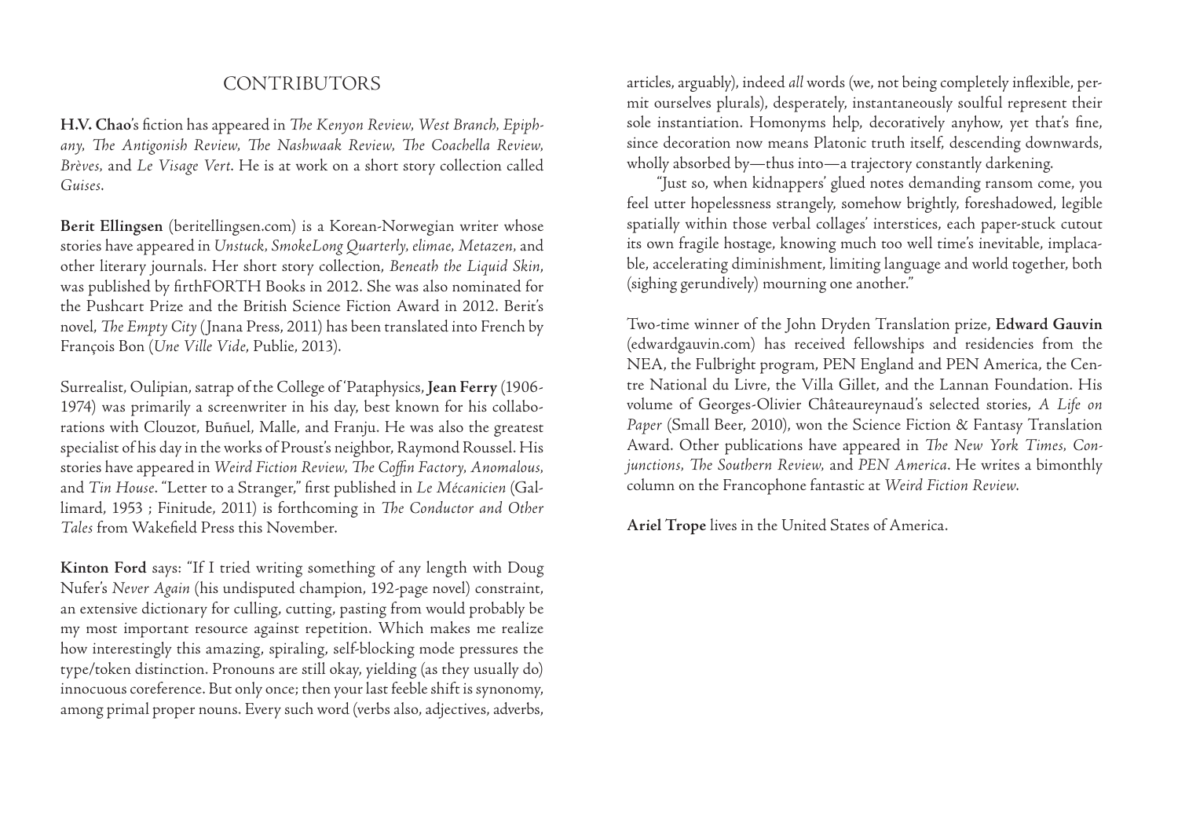## CONTRIBUTORS

**H.V. Chao**'s fiction has appeared in *The Kenyon Review*, *West Branch*, *Epiphany*, *The Antigonish Review*, *The Nashwaak Review*, *The Coachella Review*, *Brèves*, and *Le Visage Vert*. He is at work on a short story collection called *Guises*.

**Berit Ellingsen** (beritellingsen.com) is a Korean-Norwegian writer whose stories have appeared in *Unstuck*, *SmokeLong Quarterly*, *elimae*, *Metazen*, and other literary journals. Her short story collection, *Beneath the Liquid Skin*, was published by firthFORTH Books in 2012. She was also nominated for the Pushcart Prize and the British Science Fiction Award in 2012. Berit's novel, *The Empty City* (Jnana Press, 2011) has been translated into French by François Bon (*Une Ville Vide*, Publie, 2013).

Surrealist, Oulipian, satrap of the College of 'Pataphysics, **Jean Ferry** (1906-1974) was primarily a screenwriter in his day, best known for his collaborations with Clouzot, Buñuel, Malle, and Franju. He was also the greatest specialist of his day in the works of Proust's neighbor, Raymond Roussel. His stories have appeared in *Weird Fiction Review*, *The Coffin Factory*, *Anomalous*, and *Tin House*. "Letter to a Stranger," first published in *Le Mécanicien* (Gallimard, 1953 ; Finitude, 2011) is forthcoming in *The Conductor and Other Tales* from Wakefield Press this November.

**Kinton Ford** says: "If I tried writing something of any length with Doug Nufer's *Never Again* (his undisputed champion, 192-page novel) constraint, an extensive dictionary for culling, cutting, pasting from would probably be my most important resource against repetition. Which makes me realize how interestingly this amazing, spiraling, self-blocking mode pressures the type/token distinction. Pronouns are still okay, yielding (as they usually do) innocuous coreference. But only once; then your last feeble shift is synonomy, among primal proper nouns. Every such word (verbs also, adjectives, adverbs, articles, arguably), indeed *all* words (we, not being completely inflexible, permit ourselves plurals), desperately, instantaneously soulful represent their sole instantiation. Homonyms help, decoratively anyhow, yet that's fine, since decoration now means Platonic truth itself, descending downwards, wholly absorbed by—thus into—a trajectory constantly darkening.

"Just so, when kidnappers' glued notes demanding ransom come, you feel utter hopelessness strangely, somehow brightly, foreshadowed, legible spatially within those verbal collages' interstices, each paper-stuck cutout its own fragile hostage, knowing much too well time's inevitable, implacable, accelerating diminishment, limiting language and world together, both (sighing gerundively) mourning one another."

Two-time winner of the John Dryden Translation prize, **Edward Gauvin** (edwardgauvin.com) has received fellowships and residencies from the NEA, the Fulbright program, PEN England and PEN America, the Centre National du Livre, the Villa Gillet, and the Lannan Foundation. His volume of Georges-Olivier Châteaureynaud's selected stories, *A Life on Paper* (Small Beer, 2010), won the Science Fiction & Fantasy Translation Award. Other publications have appeared in *The New York Times*, *Conjunctions*, *The Southern Review*, and *PEN America*. He writes a bimonthly column on the Francophone fantastic at *Weird Fiction Review*.

**Ariel Trope** lives in the United States of America.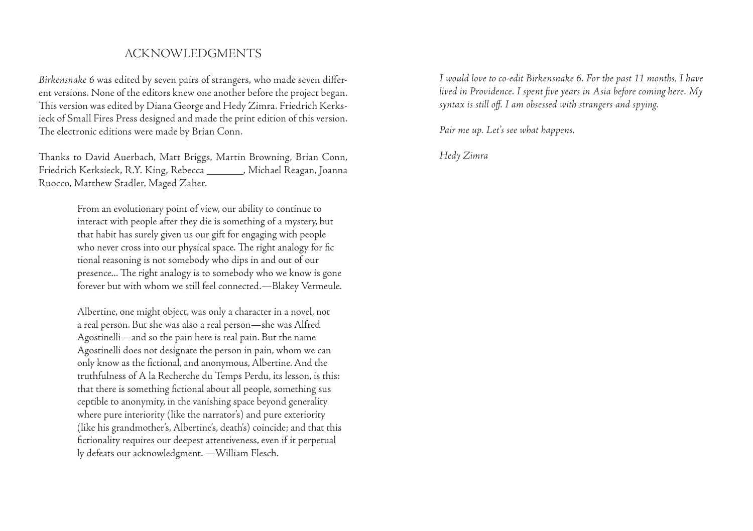## ACKNOWLEDGMENTS

*Birkensnake 6* was edited by seven pairs of strangers, who made seven different versions. None of the editors knew one another before the project began. This version was edited by Diana George and Hedy Zimra. Friedrich Kerksieck of Small Fires Press designed and made the print edition of this version. The electronic editions were made by Brian Conn.

Thanks to David Auerbach, Matt Briggs, Martin Browning, Brian Conn, Friedrich Kerksieck, R.Y. King, Rebecca _______, Michael Reagan, Joanna Ruocco, Matthew Stadler, Maged Zaher.

> From an evolutionary point of view, our ability to continue to interact with people after they die is something of a mystery, but that habit has surely given us our gift for engaging with people who never cross into our physical space. The right analogy for fictional reasoning is not somebody who dips in and out of our presence... The right analogy is to somebody who we know is gone forever but with whom we still feel connected.—Blakey Vermeule.

> Albertine, one might object, was only a character in a novel, not a real person. But she was also a real person—she was Alfred Agostinelli—and so the pain here is real pain. But the name Agostinelli does not designate the person in pain, whom we can only know as the fictional, and anonymous, Albertine. And the truthfulness of A la Recherche du Temps Perdu, its lesson, is this: that there is something fictional about all people, something susceptible to anonymity, in the vanishing space beyond generality where pure interiority (like the narrator's) and pure exteriority (like his grandmother's, Albertine's, death's) coincide; and that this fictionality requires our deepest attentiveness, even if it perpetually defeats our acknowledgment. —William Flesch.

*I would love to co-edit Birkensnake 6. For the past 11 months, I have lived in Providence. I spent five years in Asia before coming here. My syntax is still off. I am obsessed with strangers and spying.*

*Pair me up. Let's see what happens.*

*Hedy Zimra*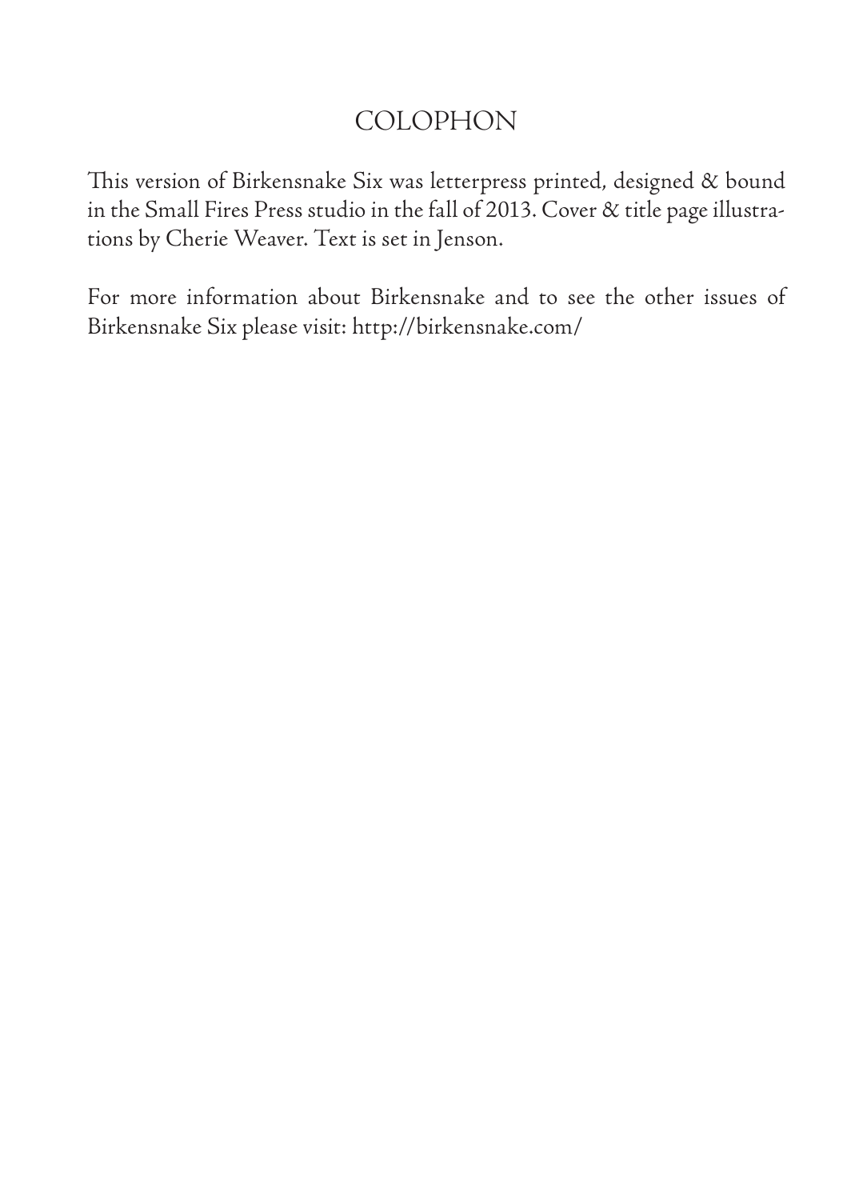# COLOPHON

This version of Birkensnake Six was letterpress printed, designed & bound in the Small Fires Press studio in the fall of 2013. Cover & title page illustrations by Cherie Weaver. Text is set in Jenson.

For more information about Birkensnake and to see the other issues of Birkensnake Six please visit: http://birkensnake.com/